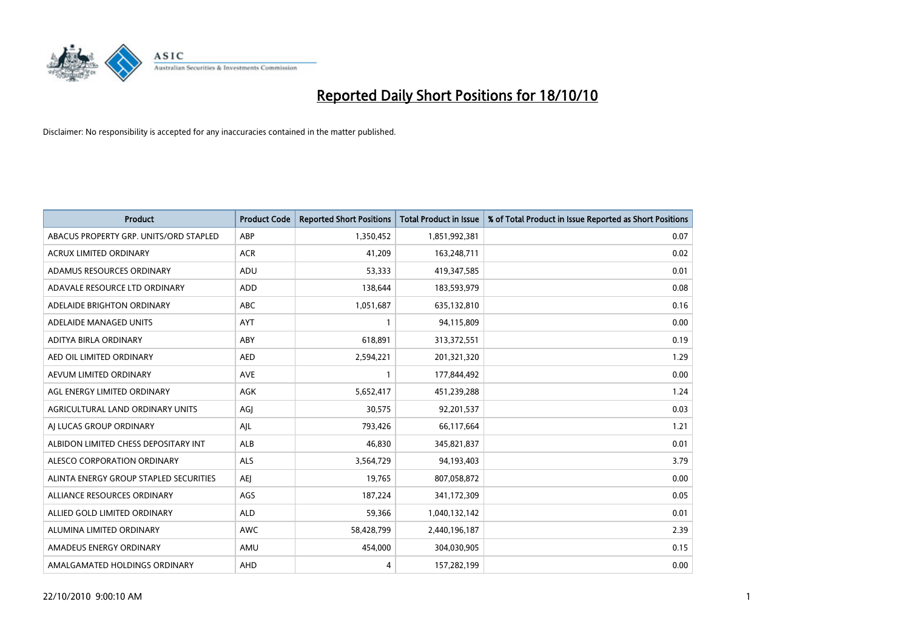# Reported Daily Short Positions for 18/10/10

Disclaimer: No responsibility is accepted for any inaccuracies contained in the matter published.

| Product | Product Code | Reported Short Positions | Total Product in Issue | % of Total Product in Issue Reported as Short Positions |
|---|---|---|---|---|
| ABACUS PROPERTY GRP. UNITS/ORD STAPLED | ABP | 1,350,452 | 1,851,992,381 | 0.07 |
| ACRUX LIMITED ORDINARY | ACR | 41,209 | 163,248,711 | 0.02 |
| ADAMUS RESOURCES ORDINARY | ADU | 53,333 | 419,347,585 | 0.01 |
| ADAVALE RESOURCE LTD ORDINARY | ADD | 138,644 | 183,593,979 | 0.08 |
| ADELAIDE BRIGHTON ORDINARY | ABC | 1,051,687 | 635,132,810 | 0.16 |
| ADELAIDE MANAGED UNITS | AYT | 1 | 94,115,809 | 0.00 |
| ADITYA BIRLA ORDINARY | ABY | 618,891 | 313,372,551 | 0.19 |
| AED OIL LIMITED ORDINARY | AED | 2,594,221 | 201,321,320 | 1.29 |
| AEVUM LIMITED ORDINARY | AVE | 1 | 177,844,492 | 0.00 |
| AGL ENERGY LIMITED ORDINARY | AGK | 5,652,417 | 451,239,288 | 1.24 |
| AGRICULTURAL LAND ORDINARY UNITS | AGJ | 30,575 | 92,201,537 | 0.03 |
| AJ LUCAS GROUP ORDINARY | AJL | 793,426 | 66,117,664 | 1.21 |
| ALBIDON LIMITED CHESS DEPOSITARY INT | ALB | 46,830 | 345,821,837 | 0.01 |
| ALESCO CORPORATION ORDINARY | ALS | 3,564,729 | 94,193,403 | 3.79 |
| ALINTA ENERGY GROUP STAPLED SECURITIES | AEJ | 19,765 | 807,058,872 | 0.00 |
| ALLIANCE RESOURCES ORDINARY | AGS | 187,224 | 341,172,309 | 0.05 |
| ALLIED GOLD LIMITED ORDINARY | ALD | 59,366 | 1,040,132,142 | 0.01 |
| ALUMINA LIMITED ORDINARY | AWC | 58,428,799 | 2,440,196,187 | 2.39 |
| AMADEUS ENERGY ORDINARY | AMU | 454,000 | 304,030,905 | 0.15 |
| AMALGAMATED HOLDINGS ORDINARY | AHD | 4 | 157,282,199 | 0.00 |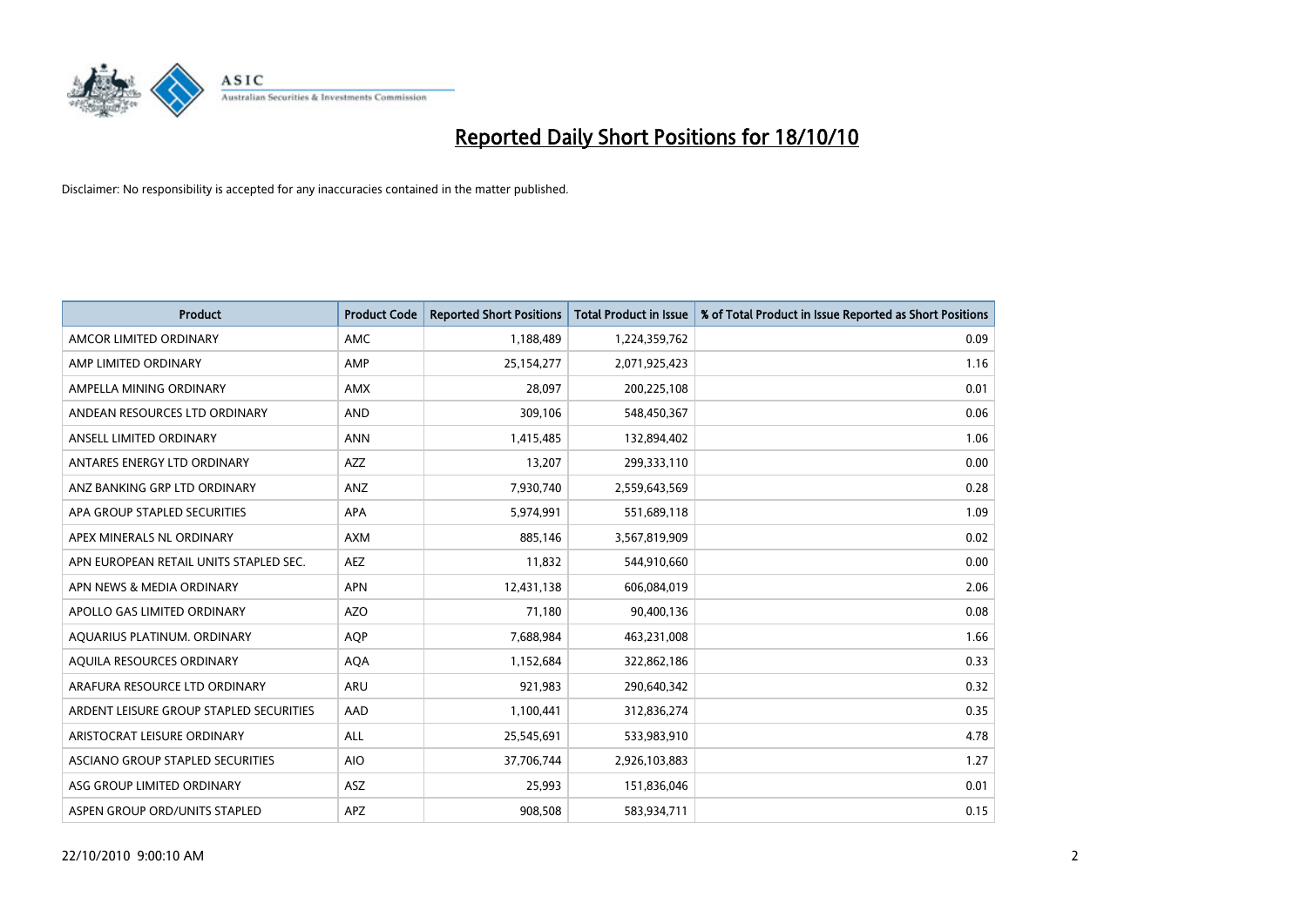# Reported Daily Short Positions for 18/10/10

Disclaimer: No responsibility is accepted for any inaccuracies contained in the matter published.

| Product | Product Code | Reported Short Positions | Total Product in Issue | % of Total Product in Issue Reported as Short Positions |
|---|---|---|---|---|
| AMCOR LIMITED ORDINARY | AMC | 1,188,489 | 1,224,359,762 | 0.09 |
| AMP LIMITED ORDINARY | AMP | 25,154,277 | 2,071,925,423 | 1.16 |
| AMPELLA MINING ORDINARY | AMX | 28,097 | 200,225,108 | 0.01 |
| ANDEAN RESOURCES LTD ORDINARY | AND | 309,106 | 548,450,367 | 0.06 |
| ANSELL LIMITED ORDINARY | ANN | 1,415,485 | 132,894,402 | 1.06 |
| ANTARES ENERGY LTD ORDINARY | AZZ | 13,207 | 299,333,110 | 0.00 |
| ANZ BANKING GRP LTD ORDINARY | ANZ | 7,930,740 | 2,559,643,569 | 0.28 |
| APA GROUP STAPLED SECURITIES | APA | 5,974,991 | 551,689,118 | 1.09 |
| APEX MINERALS NL ORDINARY | AXM | 885,146 | 3,567,819,909 | 0.02 |
| APN EUROPEAN RETAIL UNITS STAPLED SEC. | AEZ | 11,832 | 544,910,660 | 0.00 |
| APN NEWS & MEDIA ORDINARY | APN | 12,431,138 | 606,084,019 | 2.06 |
| APOLLO GAS LIMITED ORDINARY | AZO | 71,180 | 90,400,136 | 0.08 |
| AQUARIUS PLATINUM. ORDINARY | AQP | 7,688,984 | 463,231,008 | 1.66 |
| AQUILA RESOURCES ORDINARY | AQA | 1,152,684 | 322,862,186 | 0.33 |
| ARAFURA RESOURCE LTD ORDINARY | ARU | 921,983 | 290,640,342 | 0.32 |
| ARDENT LEISURE GROUP STAPLED SECURITIES | AAD | 1,100,441 | 312,836,274 | 0.35 |
| ARISTOCRAT LEISURE ORDINARY | ALL | 25,545,691 | 533,983,910 | 4.78 |
| ASCIANO GROUP STAPLED SECURITIES | AIO | 37,706,744 | 2,926,103,883 | 1.27 |
| ASG GROUP LIMITED ORDINARY | ASZ | 25,993 | 151,836,046 | 0.01 |
| ASPEN GROUP ORD/UNITS STAPLED | APZ | 908,508 | 583,934,711 | 0.15 |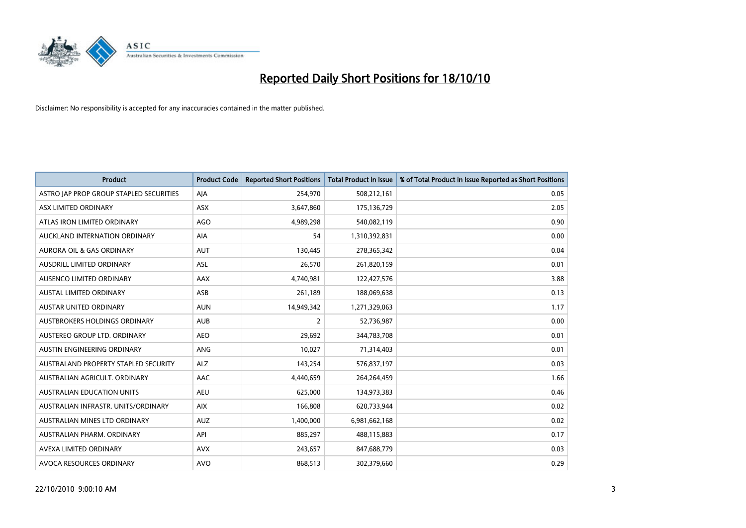# Reported Daily Short Positions for 18/10/10

Disclaimer: No responsibility is accepted for any inaccuracies contained in the matter published.

| Product | Product Code | Reported Short Positions | Total Product in Issue | % of Total Product in Issue Reported as Short Positions |
|---|---|---|---|---|
| ASTRO JAP PROP GROUP STAPLED SECURITIES | AJA | 254,970 | 508,212,161 | 0.05 |
| ASX LIMITED ORDINARY | ASX | 3,647,860 | 175,136,729 | 2.05 |
| ATLAS IRON LIMITED ORDINARY | AGO | 4,989,298 | 540,082,119 | 0.90 |
| AUCKLAND INTERNATION ORDINARY | AIA | 54 | 1,310,392,831 | 0.00 |
| AURORA OIL & GAS ORDINARY | AUT | 130,445 | 278,365,342 | 0.04 |
| AUSDRILL LIMITED ORDINARY | ASL | 26,570 | 261,820,159 | 0.01 |
| AUSENCO LIMITED ORDINARY | AAX | 4,740,981 | 122,427,576 | 3.88 |
| AUSTAL LIMITED ORDINARY | ASB | 261,189 | 188,069,638 | 0.13 |
| AUSTAR UNITED ORDINARY | AUN | 14,949,342 | 1,271,329,063 | 1.17 |
| AUSTBROKERS HOLDINGS ORDINARY | AUB | 2 | 52,736,987 | 0.00 |
| AUSTEREO GROUP LTD. ORDINARY | AEO | 29,692 | 344,783,708 | 0.01 |
| AUSTIN ENGINEERING ORDINARY | ANG | 10,027 | 71,314,403 | 0.01 |
| AUSTRALAND PROPERTY STAPLED SECURITY | ALZ | 143,254 | 576,837,197 | 0.03 |
| AUSTRALIAN AGRICULT. ORDINARY | AAC | 4,440,659 | 264,264,459 | 1.66 |
| AUSTRALIAN EDUCATION UNITS | AEU | 625,000 | 134,973,383 | 0.46 |
| AUSTRALIAN INFRASTR. UNITS/ORDINARY | AIX | 166,808 | 620,733,944 | 0.02 |
| AUSTRALIAN MINES LTD ORDINARY | AUZ | 1,400,000 | 6,981,662,168 | 0.02 |
| AUSTRALIAN PHARM. ORDINARY | API | 885,297 | 488,115,883 | 0.17 |
| AVEXA LIMITED ORDINARY | AVX | 243,657 | 847,688,779 | 0.03 |
| AVOCA RESOURCES ORDINARY | AVO | 868,513 | 302,379,660 | 0.29 |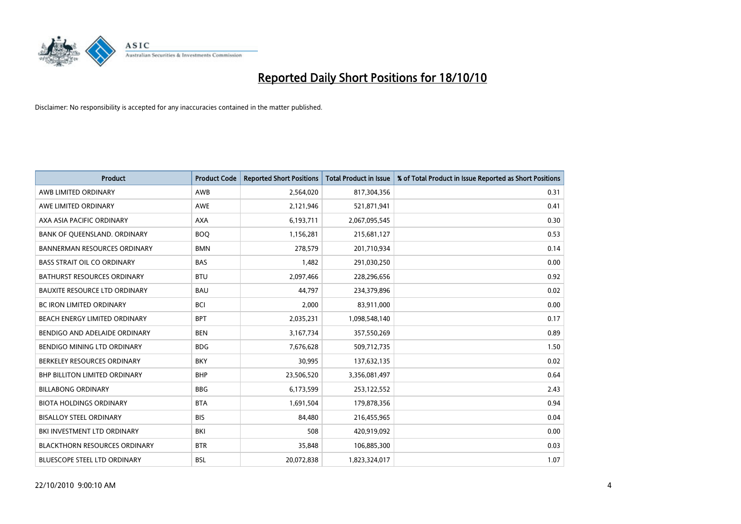# Reported Daily Short Positions for 18/10/10

Disclaimer: No responsibility is accepted for any inaccuracies contained in the matter published.

| Product | Product Code | Reported Short Positions | Total Product in Issue | % of Total Product in Issue Reported as Short Positions |
|---|---|---|---|---|
| AWB LIMITED ORDINARY | AWB | 2,564,020 | 817,304,356 | 0.31 |
| AWE LIMITED ORDINARY | AWE | 2,121,946 | 521,871,941 | 0.41 |
| AXA ASIA PACIFIC ORDINARY | AXA | 6,193,711 | 2,067,095,545 | 0.30 |
| BANK OF QUEENSLAND. ORDINARY | BOQ | 1,156,281 | 215,681,127 | 0.53 |
| BANNERMAN RESOURCES ORDINARY | BMN | 278,579 | 201,710,934 | 0.14 |
| BASS STRAIT OIL CO ORDINARY | BAS | 1,482 | 291,030,250 | 0.00 |
| BATHURST RESOURCES ORDINARY | BTU | 2,097,466 | 228,296,656 | 0.92 |
| BAUXITE RESOURCE LTD ORDINARY | BAU | 44,797 | 234,379,896 | 0.02 |
| BC IRON LIMITED ORDINARY | BCI | 2,000 | 83,911,000 | 0.00 |
| BEACH ENERGY LIMITED ORDINARY | BPT | 2,035,231 | 1,098,548,140 | 0.17 |
| BENDIGO AND ADELAIDE ORDINARY | BEN | 3,167,734 | 357,550,269 | 0.89 |
| BENDIGO MINING LTD ORDINARY | BDG | 7,676,628 | 509,712,735 | 1.50 |
| BERKELEY RESOURCES ORDINARY | BKY | 30,995 | 137,632,135 | 0.02 |
| BHP BILLITON LIMITED ORDINARY | BHP | 23,506,520 | 3,356,081,497 | 0.64 |
| BILLABONG ORDINARY | BBG | 6,173,599 | 253,122,552 | 2.43 |
| BIOTA HOLDINGS ORDINARY | BTA | 1,691,504 | 179,878,356 | 0.94 |
| BISALLOY STEEL ORDINARY | BIS | 84,480 | 216,455,965 | 0.04 |
| BKI INVESTMENT LTD ORDINARY | BKI | 508 | 420,919,092 | 0.00 |
| BLACKTHORN RESOURCES ORDINARY | BTR | 35,848 | 106,885,300 | 0.03 |
| BLUESCOPE STEEL LTD ORDINARY | BSL | 20,072,838 | 1,823,324,017 | 1.07 |

22/10/2010 9:00:10 AM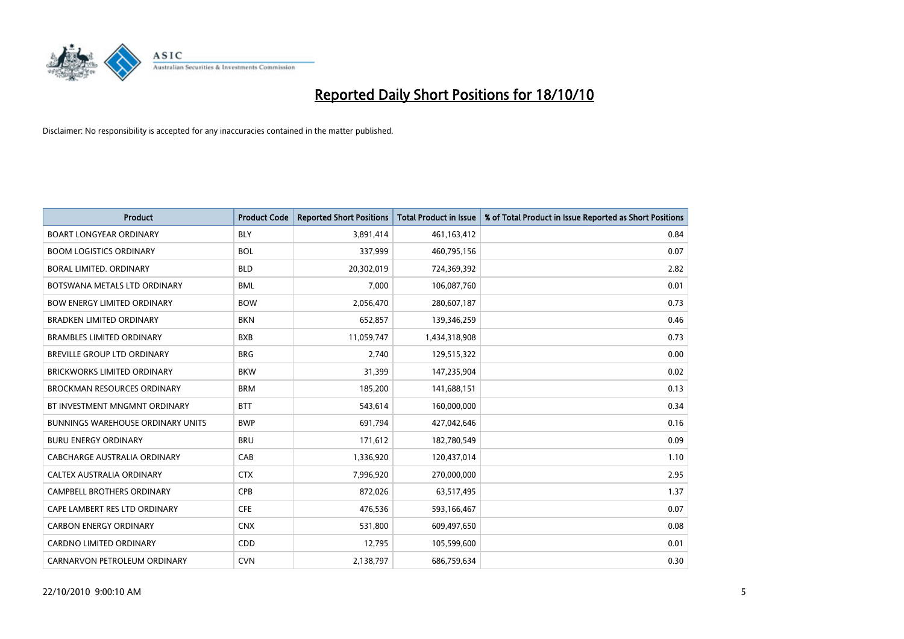# Reported Daily Short Positions for 18/10/10

Disclaimer: No responsibility is accepted for any inaccuracies contained in the matter published.

| Product | Product Code | Reported Short Positions | Total Product in Issue | % of Total Product in Issue Reported as Short Positions |
|---|---|---|---|---|
| BOART LONGYEAR ORDINARY | BLY | 3,891,414 | 461,163,412 | 0.84 |
| BOOM LOGISTICS ORDINARY | BOL | 337,999 | 460,795,156 | 0.07 |
| BORAL LIMITED. ORDINARY | BLD | 20,302,019 | 724,369,392 | 2.82 |
| BOTSWANA METALS LTD ORDINARY | BML | 7,000 | 106,087,760 | 0.01 |
| BOW ENERGY LIMITED ORDINARY | BOW | 2,056,470 | 280,607,187 | 0.73 |
| BRADKEN LIMITED ORDINARY | BKN | 652,857 | 139,346,259 | 0.46 |
| BRAMBLES LIMITED ORDINARY | BXB | 11,059,747 | 1,434,318,908 | 0.73 |
| BREVILLE GROUP LTD ORDINARY | BRG | 2,740 | 129,515,322 | 0.00 |
| BRICKWORKS LIMITED ORDINARY | BKW | 31,399 | 147,235,904 | 0.02 |
| BROCKMAN RESOURCES ORDINARY | BRM | 185,200 | 141,688,151 | 0.13 |
| BT INVESTMENT MNGMNT ORDINARY | BTT | 543,614 | 160,000,000 | 0.34 |
| BUNNINGS WAREHOUSE ORDINARY UNITS | BWP | 691,794 | 427,042,646 | 0.16 |
| BURU ENERGY ORDINARY | BRU | 171,612 | 182,780,549 | 0.09 |
| CABCHARGE AUSTRALIA ORDINARY | CAB | 1,336,920 | 120,437,014 | 1.10 |
| CALTEX AUSTRALIA ORDINARY | CTX | 7,996,920 | 270,000,000 | 2.95 |
| CAMPBELL BROTHERS ORDINARY | CPB | 872,026 | 63,517,495 | 1.37 |
| CAPE LAMBERT RES LTD ORDINARY | CFE | 476,536 | 593,166,467 | 0.07 |
| CARBON ENERGY ORDINARY | CNX | 531,800 | 609,497,650 | 0.08 |
| CARDNO LIMITED ORDINARY | CDD | 12,795 | 105,599,600 | 0.01 |
| CARNARVON PETROLEUM ORDINARY | CVN | 2,138,797 | 686,759,634 | 0.30 |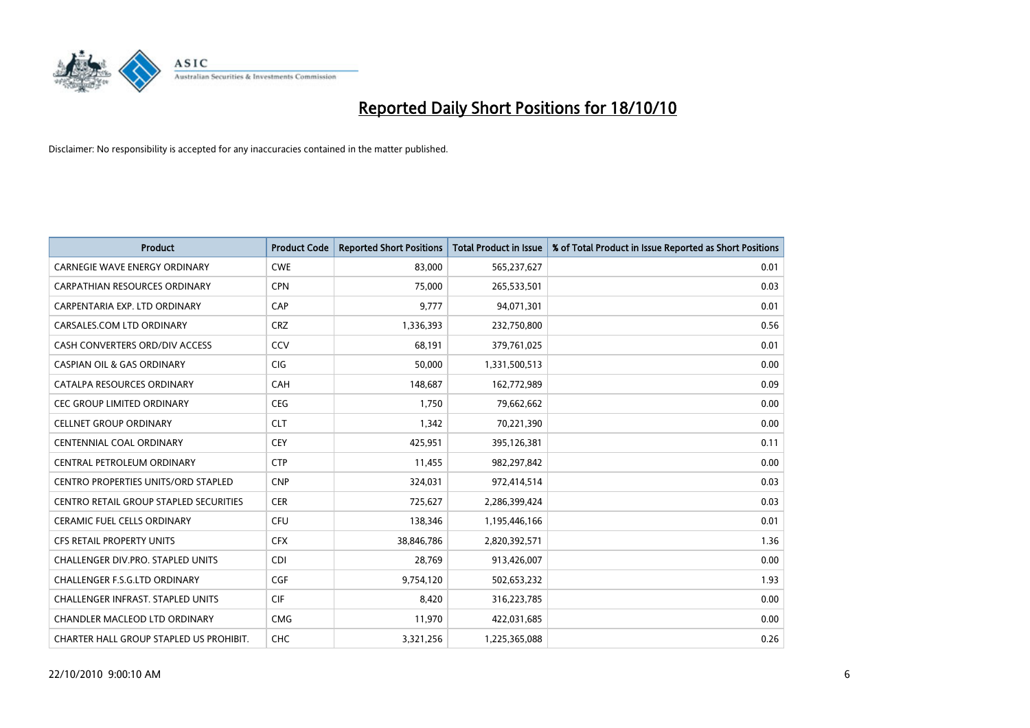# Reported Daily Short Positions for 18/10/10

Disclaimer: No responsibility is accepted for any inaccuracies contained in the matter published.

| Product | Product Code | Reported Short Positions | Total Product in Issue | % of Total Product in Issue Reported as Short Positions |
|---|---|---|---|---|
| CARNEGIE WAVE ENERGY ORDINARY | CWE | 83,000 | 565,237,627 | 0.01 |
| CARPATHIAN RESOURCES ORDINARY | CPN | 75,000 | 265,533,501 | 0.03 |
| CARPENTARIA EXP. LTD ORDINARY | CAP | 9,777 | 94,071,301 | 0.01 |
| CARSALES.COM LTD ORDINARY | CRZ | 1,336,393 | 232,750,800 | 0.56 |
| CASH CONVERTERS ORD/DIV ACCESS | CCV | 68,191 | 379,761,025 | 0.01 |
| CASPIAN OIL & GAS ORDINARY | CIG | 50,000 | 1,331,500,513 | 0.00 |
| CATALPA RESOURCES ORDINARY | CAH | 148,687 | 162,772,989 | 0.09 |
| CEC GROUP LIMITED ORDINARY | CEG | 1,750 | 79,662,662 | 0.00 |
| CELLNET GROUP ORDINARY | CLT | 1,342 | 70,221,390 | 0.00 |
| CENTENNIAL COAL ORDINARY | CEY | 425,951 | 395,126,381 | 0.11 |
| CENTRAL PETROLEUM ORDINARY | CTP | 11,455 | 982,297,842 | 0.00 |
| CENTRO PROPERTIES UNITS/ORD STAPLED | CNP | 324,031 | 972,414,514 | 0.03 |
| CENTRO RETAIL GROUP STAPLED SECURITIES | CER | 725,627 | 2,286,399,424 | 0.03 |
| CERAMIC FUEL CELLS ORDINARY | CFU | 138,346 | 1,195,446,166 | 0.01 |
| CFS RETAIL PROPERTY UNITS | CFX | 38,846,786 | 2,820,392,571 | 1.36 |
| CHALLENGER DIV.PRO. STAPLED UNITS | CDI | 28,769 | 913,426,007 | 0.00 |
| CHALLENGER F.S.G.LTD ORDINARY | CGF | 9,754,120 | 502,653,232 | 1.93 |
| CHALLENGER INFRAST. STAPLED UNITS | CIF | 8,420 | 316,223,785 | 0.00 |
| CHANDLER MACLEOD LTD ORDINARY | CMG | 11,970 | 422,031,685 | 0.00 |
| CHARTER HALL GROUP STAPLED US PROHIBIT. | CHC | 3,321,256 | 1,225,365,088 | 0.26 |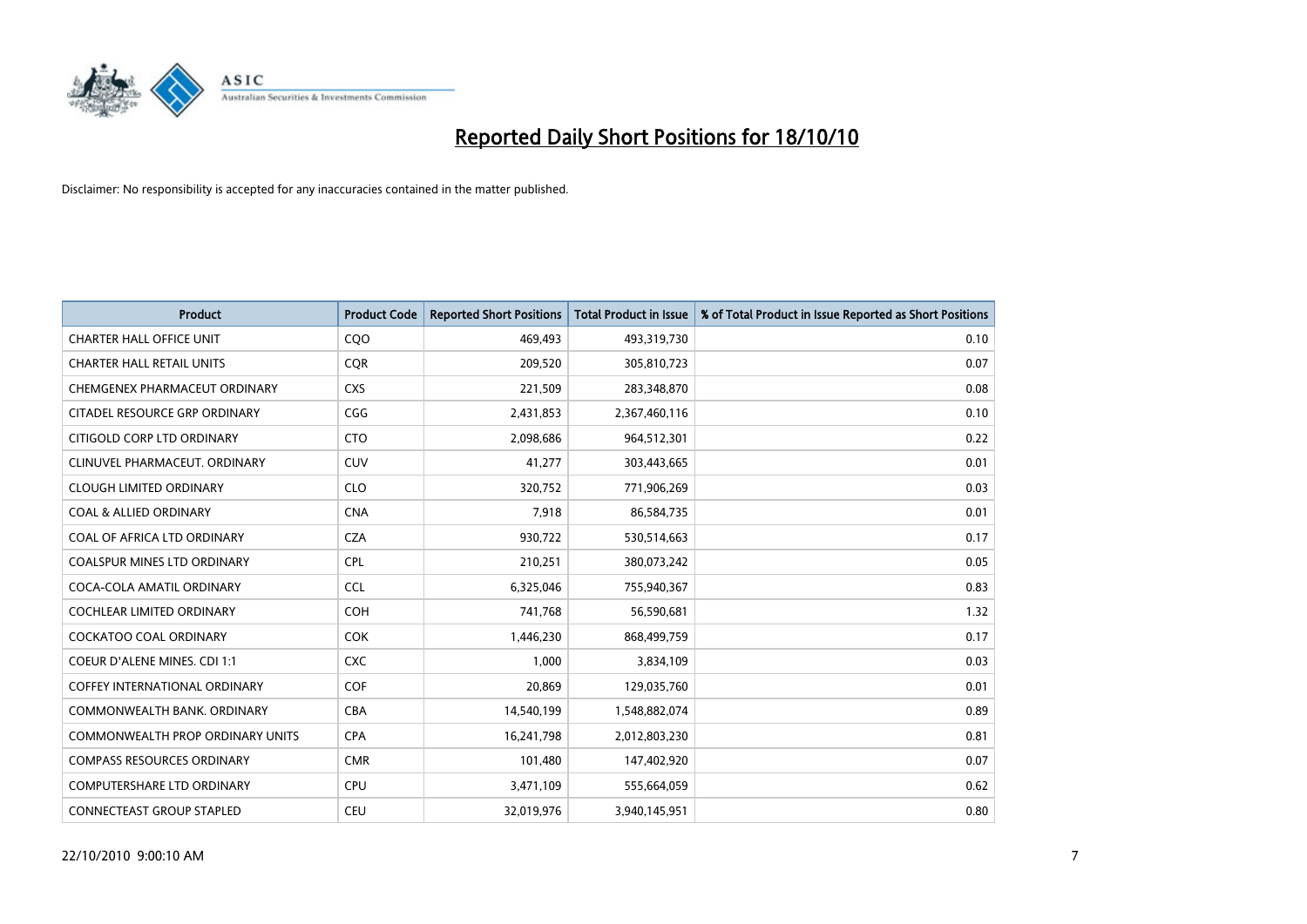# Reported Daily Short Positions for 18/10/10

Disclaimer: No responsibility is accepted for any inaccuracies contained in the matter published.

| Product | Product Code | Reported Short Positions | Total Product in Issue | % of Total Product in Issue Reported as Short Positions |
| --- | --- | --- | --- | --- |
| CHARTER HALL OFFICE UNIT | CQO | 469,493 | 493,319,730 | 0.10 |
| CHARTER HALL RETAIL UNITS | CQR | 209,520 | 305,810,723 | 0.07 |
| CHEMGENEX PHARMACEUT ORDINARY | CXS | 221,509 | 283,348,870 | 0.08 |
| CITADEL RESOURCE GRP ORDINARY | CGG | 2,431,853 | 2,367,460,116 | 0.10 |
| CITIGOLD CORP LTD ORDINARY | CTO | 2,098,686 | 964,512,301 | 0.22 |
| CLINUVEL PHARMACEUT. ORDINARY | CUV | 41,277 | 303,443,665 | 0.01 |
| CLOUGH LIMITED ORDINARY | CLO | 320,752 | 771,906,269 | 0.03 |
| COAL & ALLIED ORDINARY | CNA | 7,918 | 86,584,735 | 0.01 |
| COAL OF AFRICA LTD ORDINARY | CZA | 930,722 | 530,514,663 | 0.17 |
| COALSPUR MINES LTD ORDINARY | CPL | 210,251 | 380,073,242 | 0.05 |
| COCA-COLA AMATIL ORDINARY | CCL | 6,325,046 | 755,940,367 | 0.83 |
| COCHLEAR LIMITED ORDINARY | COH | 741,768 | 56,590,681 | 1.32 |
| COCKATOO COAL ORDINARY | COK | 1,446,230 | 868,499,759 | 0.17 |
| COEUR D'ALENE MINES. CDI 1:1 | CXC | 1,000 | 3,834,109 | 0.03 |
| COFFEY INTERNATIONAL ORDINARY | COF | 20,869 | 129,035,760 | 0.01 |
| COMMONWEALTH BANK. ORDINARY | CBA | 14,540,199 | 1,548,882,074 | 0.89 |
| COMMONWEALTH PROP ORDINARY UNITS | CPA | 16,241,798 | 2,012,803,230 | 0.81 |
| COMPASS RESOURCES ORDINARY | CMR | 101,480 | 147,402,920 | 0.07 |
| COMPUTERSHARE LTD ORDINARY | CPU | 3,471,109 | 555,664,059 | 0.62 |
| CONNECTEAST GROUP STAPLED | CEU | 32,019,976 | 3,940,145,951 | 0.80 |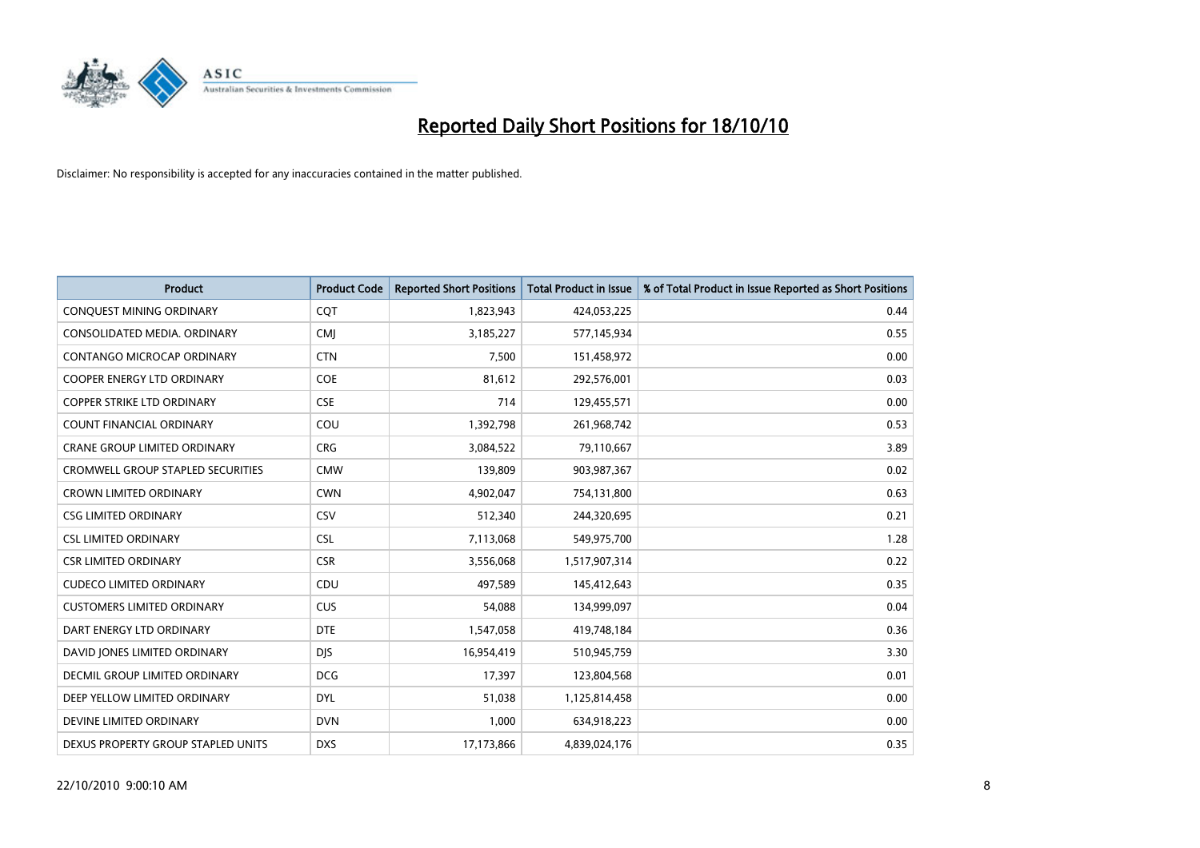# Reported Daily Short Positions for 18/10/10

Disclaimer: No responsibility is accepted for any inaccuracies contained in the matter published.

| Product | Product Code | Reported Short Positions | Total Product in Issue | % of Total Product in Issue Reported as Short Positions |
|---|---|---|---|---|
| CONQUEST MINING ORDINARY | CQT | 1,823,943 | 424,053,225 | 0.44 |
| CONSOLIDATED MEDIA. ORDINARY | CMJ | 3,185,227 | 577,145,934 | 0.55 |
| CONTANGO MICROCAP ORDINARY | CTN | 7,500 | 151,458,972 | 0.00 |
| COOPER ENERGY LTD ORDINARY | COE | 81,612 | 292,576,001 | 0.03 |
| COPPER STRIKE LTD ORDINARY | CSE | 714 | 129,455,571 | 0.00 |
| COUNT FINANCIAL ORDINARY | COU | 1,392,798 | 261,968,742 | 0.53 |
| CRANE GROUP LIMITED ORDINARY | CRG | 3,084,522 | 79,110,667 | 3.89 |
| CROMWELL GROUP STAPLED SECURITIES | CMW | 139,809 | 903,987,367 | 0.02 |
| CROWN LIMITED ORDINARY | CWN | 4,902,047 | 754,131,800 | 0.63 |
| CSG LIMITED ORDINARY | CSV | 512,340 | 244,320,695 | 0.21 |
| CSL LIMITED ORDINARY | CSL | 7,113,068 | 549,975,700 | 1.28 |
| CSR LIMITED ORDINARY | CSR | 3,556,068 | 1,517,907,314 | 0.22 |
| CUDECO LIMITED ORDINARY | CDU | 497,589 | 145,412,643 | 0.35 |
| CUSTOMERS LIMITED ORDINARY | CUS | 54,088 | 134,999,097 | 0.04 |
| DART ENERGY LTD ORDINARY | DTE | 1,547,058 | 419,748,184 | 0.36 |
| DAVID JONES LIMITED ORDINARY | DJS | 16,954,419 | 510,945,759 | 3.30 |
| DECMIL GROUP LIMITED ORDINARY | DCG | 17,397 | 123,804,568 | 0.01 |
| DEEP YELLOW LIMITED ORDINARY | DYL | 51,038 | 1,125,814,458 | 0.00 |
| DEVINE LIMITED ORDINARY | DVN | 1,000 | 634,918,223 | 0.00 |
| DEXUS PROPERTY GROUP STAPLED UNITS | DXS | 17,173,866 | 4,839,024,176 | 0.35 |

22/10/2010 9:00:10 AM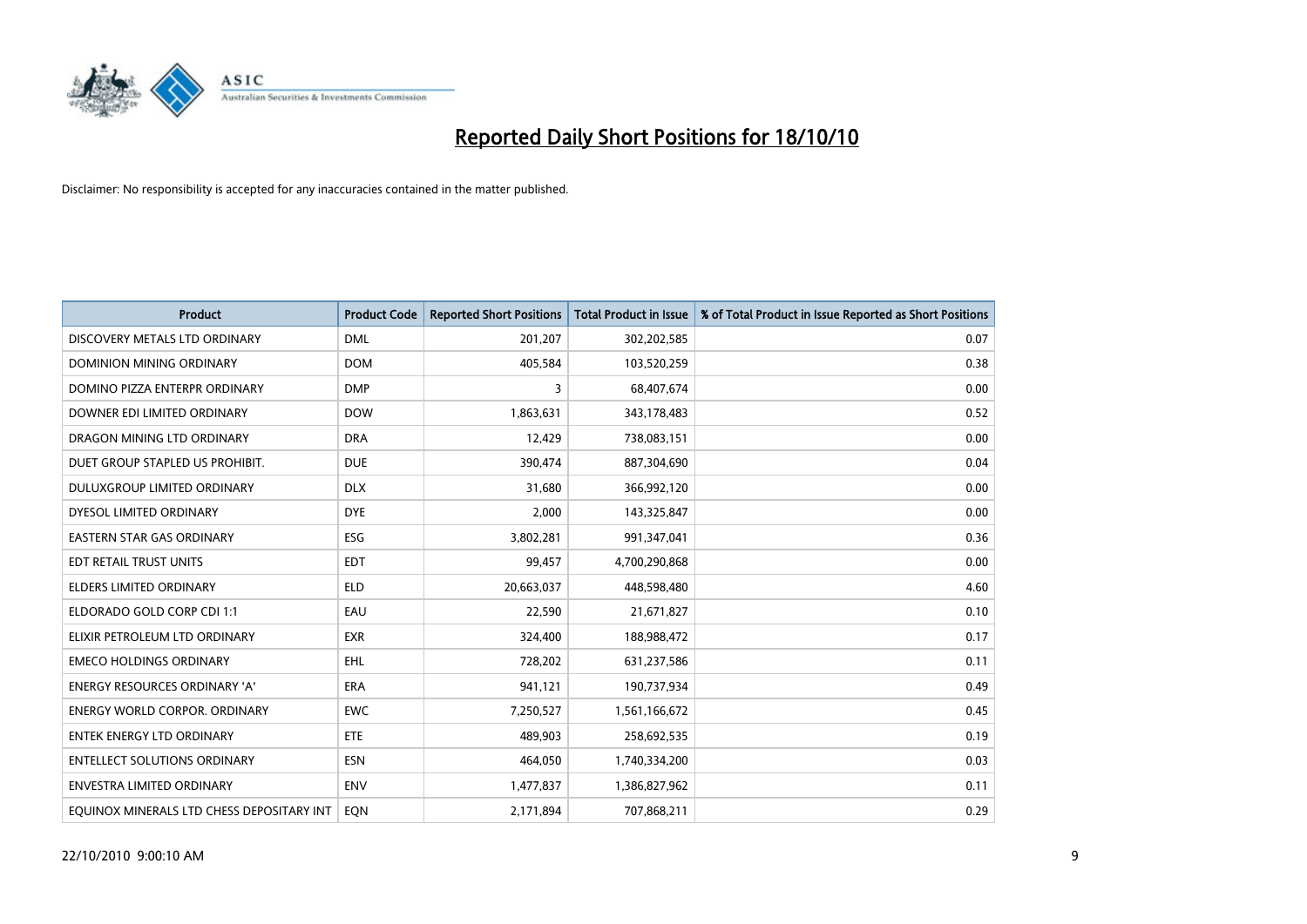# Reported Daily Short Positions for 18/10/10

Disclaimer: No responsibility is accepted for any inaccuracies contained in the matter published.

| Product | Product Code | Reported Short Positions | Total Product in Issue | % of Total Product in Issue Reported as Short Positions |
|---|---|---|---|---|
| DISCOVERY METALS LTD ORDINARY | DML | 201,207 | 302,202,585 | 0.07 |
| DOMINION MINING ORDINARY | DOM | 405,584 | 103,520,259 | 0.38 |
| DOMINO PIZZA ENTERPR ORDINARY | DMP | 3 | 68,407,674 | 0.00 |
| DOWNER EDI LIMITED ORDINARY | DOW | 1,863,631 | 343,178,483 | 0.52 |
| DRAGON MINING LTD ORDINARY | DRA | 12,429 | 738,083,151 | 0.00 |
| DUET GROUP STAPLED US PROHIBIT. | DUE | 390,474 | 887,304,690 | 0.04 |
| DULUXGROUP LIMITED ORDINARY | DLX | 31,680 | 366,992,120 | 0.00 |
| DYESOL LIMITED ORDINARY | DYE | 2,000 | 143,325,847 | 0.00 |
| EASTERN STAR GAS ORDINARY | ESG | 3,802,281 | 991,347,041 | 0.36 |
| EDT RETAIL TRUST UNITS | EDT | 99,457 | 4,700,290,868 | 0.00 |
| ELDERS LIMITED ORDINARY | ELD | 20,663,037 | 448,598,480 | 4.60 |
| ELDORADO GOLD CORP CDI 1:1 | EAU | 22,590 | 21,671,827 | 0.10 |
| ELIXIR PETROLEUM LTD ORDINARY | EXR | 324,400 | 188,988,472 | 0.17 |
| EMECO HOLDINGS ORDINARY | EHL | 728,202 | 631,237,586 | 0.11 |
| ENERGY RESOURCES ORDINARY 'A' | ERA | 941,121 | 190,737,934 | 0.49 |
| ENERGY WORLD CORPOR. ORDINARY | EWC | 7,250,527 | 1,561,166,672 | 0.45 |
| ENTEK ENERGY LTD ORDINARY | ETE | 489,903 | 258,692,535 | 0.19 |
| ENTELLECT SOLUTIONS ORDINARY | ESN | 464,050 | 1,740,334,200 | 0.03 |
| ENVESTRA LIMITED ORDINARY | ENV | 1,477,837 | 1,386,827,962 | 0.11 |
| EQUINOX MINERALS LTD CHESS DEPOSITARY INT | EQN | 2,171,894 | 707,868,211 | 0.29 |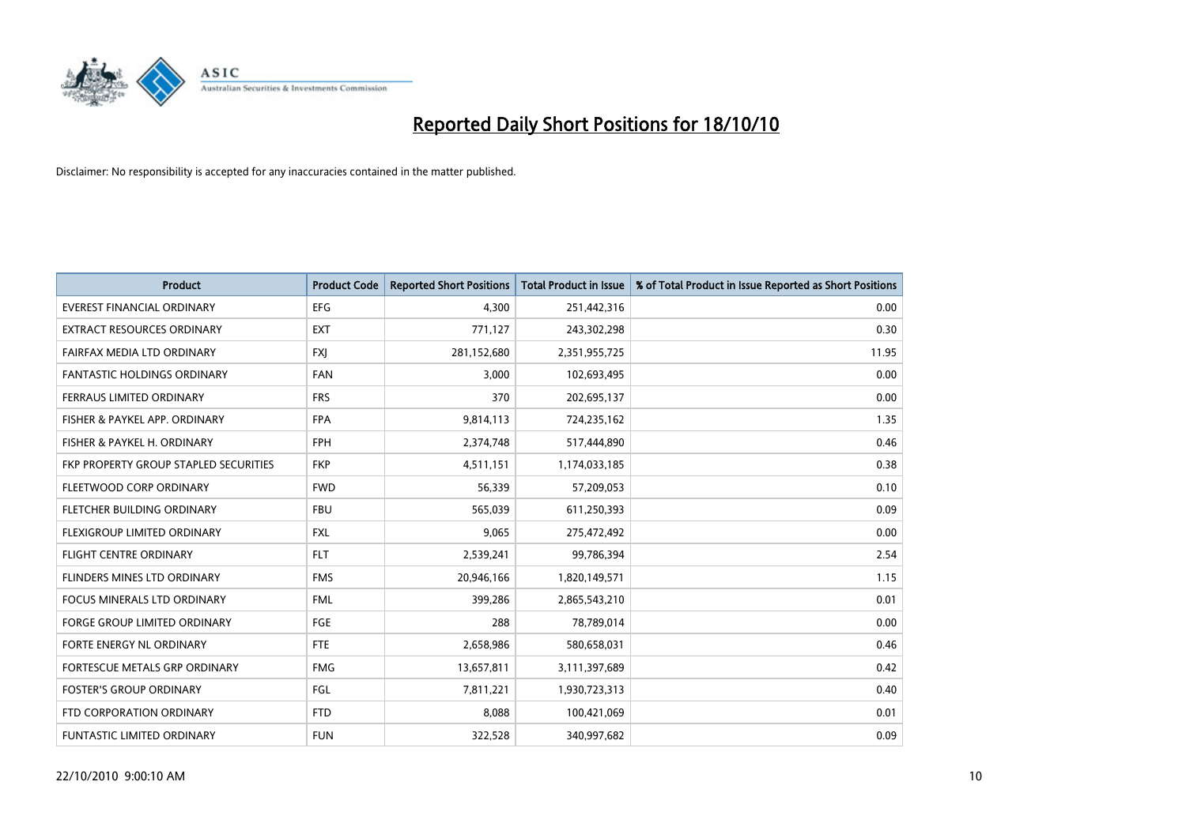# Reported Daily Short Positions for 18/10/10

Disclaimer: No responsibility is accepted for any inaccuracies contained in the matter published.

| Product | Product Code | Reported Short Positions | Total Product in Issue | % of Total Product in Issue Reported as Short Positions |
|---|---|---|---|---|
| EVEREST FINANCIAL ORDINARY | EFG | 4,300 | 251,442,316 | 0.00 |
| EXTRACT RESOURCES ORDINARY | EXT | 771,127 | 243,302,298 | 0.30 |
| FAIRFAX MEDIA LTD ORDINARY | FXJ | 281,152,680 | 2,351,955,725 | 11.95 |
| FANTASTIC HOLDINGS ORDINARY | FAN | 3,000 | 102,693,495 | 0.00 |
| FERRAUS LIMITED ORDINARY | FRS | 370 | 202,695,137 | 0.00 |
| FISHER & PAYKEL APP. ORDINARY | FPA | 9,814,113 | 724,235,162 | 1.35 |
| FISHER & PAYKEL H. ORDINARY | FPH | 2,374,748 | 517,444,890 | 0.46 |
| FKP PROPERTY GROUP STAPLED SECURITIES | FKP | 4,511,151 | 1,174,033,185 | 0.38 |
| FLEETWOOD CORP ORDINARY | FWD | 56,339 | 57,209,053 | 0.10 |
| FLETCHER BUILDING ORDINARY | FBU | 565,039 | 611,250,393 | 0.09 |
| FLEXIGROUP LIMITED ORDINARY | FXL | 9,065 | 275,472,492 | 0.00 |
| FLIGHT CENTRE ORDINARY | FLT | 2,539,241 | 99,786,394 | 2.54 |
| FLINDERS MINES LTD ORDINARY | FMS | 20,946,166 | 1,820,149,571 | 1.15 |
| FOCUS MINERALS LTD ORDINARY | FML | 399,286 | 2,865,543,210 | 0.01 |
| FORGE GROUP LIMITED ORDINARY | FGE | 288 | 78,789,014 | 0.00 |
| FORTE ENERGY NL ORDINARY | FTE | 2,658,986 | 580,658,031 | 0.46 |
| FORTESCUE METALS GRP ORDINARY | FMG | 13,657,811 | 3,111,397,689 | 0.42 |
| FOSTER'S GROUP ORDINARY | FGL | 7,811,221 | 1,930,723,313 | 0.40 |
| FTD CORPORATION ORDINARY | FTD | 8,088 | 100,421,069 | 0.01 |
| FUNTASTIC LIMITED ORDINARY | FUN | 322,528 | 340,997,682 | 0.09 |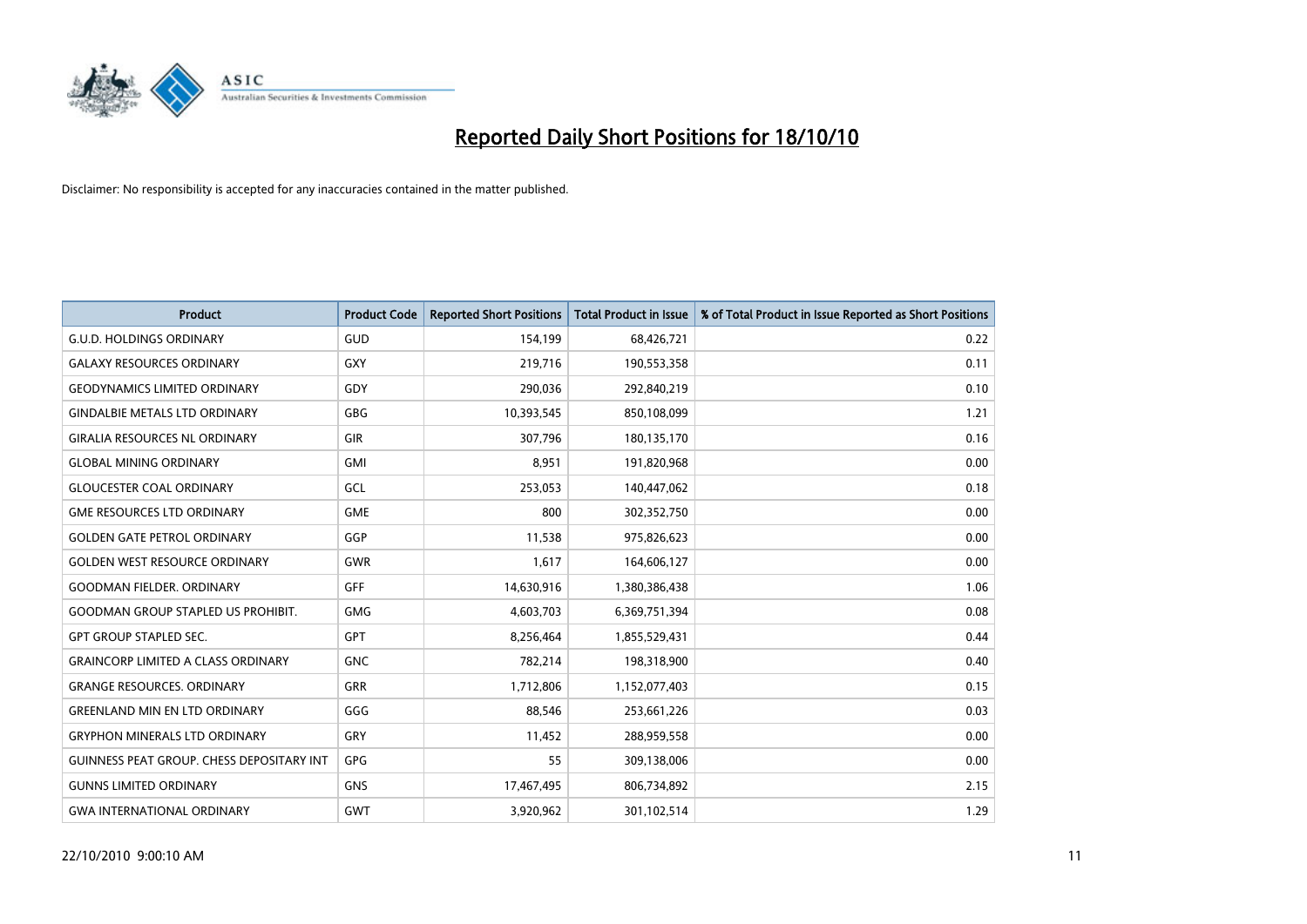# Reported Daily Short Positions for 18/10/10

Disclaimer: No responsibility is accepted for any inaccuracies contained in the matter published.

| Product | Product Code | Reported Short Positions | Total Product in Issue | % of Total Product in Issue Reported as Short Positions |
|---|---|---|---|---|
| G.U.D. HOLDINGS ORDINARY | GUD | 154,199 | 68,426,721 | 0.22 |
| GALAXY RESOURCES ORDINARY | GXY | 219,716 | 190,553,358 | 0.11 |
| GEODYNAMICS LIMITED ORDINARY | GDY | 290,036 | 292,840,219 | 0.10 |
| GINDALBIE METALS LTD ORDINARY | GBG | 10,393,545 | 850,108,099 | 1.21 |
| GIRALIA RESOURCES NL ORDINARY | GIR | 307,796 | 180,135,170 | 0.16 |
| GLOBAL MINING ORDINARY | GMI | 8,951 | 191,820,968 | 0.00 |
| GLOUCESTER COAL ORDINARY | GCL | 253,053 | 140,447,062 | 0.18 |
| GME RESOURCES LTD ORDINARY | GME | 800 | 302,352,750 | 0.00 |
| GOLDEN GATE PETROL ORDINARY | GGP | 11,538 | 975,826,623 | 0.00 |
| GOLDEN WEST RESOURCE ORDINARY | GWR | 1,617 | 164,606,127 | 0.00 |
| GOODMAN FIELDER. ORDINARY | GFF | 14,630,916 | 1,380,386,438 | 1.06 |
| GOODMAN GROUP STAPLED US PROHIBIT. | GMG | 4,603,703 | 6,369,751,394 | 0.08 |
| GPT GROUP STAPLED SEC. | GPT | 8,256,464 | 1,855,529,431 | 0.44 |
| GRAINCORP LIMITED A CLASS ORDINARY | GNC | 782,214 | 198,318,900 | 0.40 |
| GRANGE RESOURCES. ORDINARY | GRR | 1,712,806 | 1,152,077,403 | 0.15 |
| GREENLAND MIN EN LTD ORDINARY | GGG | 88,546 | 253,661,226 | 0.03 |
| GRYPHON MINERALS LTD ORDINARY | GRY | 11,452 | 288,959,558 | 0.00 |
| GUINNESS PEAT GROUP. CHESS DEPOSITARY INT | GPG | 55 | 309,138,006 | 0.00 |
| GUNNS LIMITED ORDINARY | GNS | 17,467,495 | 806,734,892 | 2.15 |
| GWA INTERNATIONAL ORDINARY | GWT | 3,920,962 | 301,102,514 | 1.29 |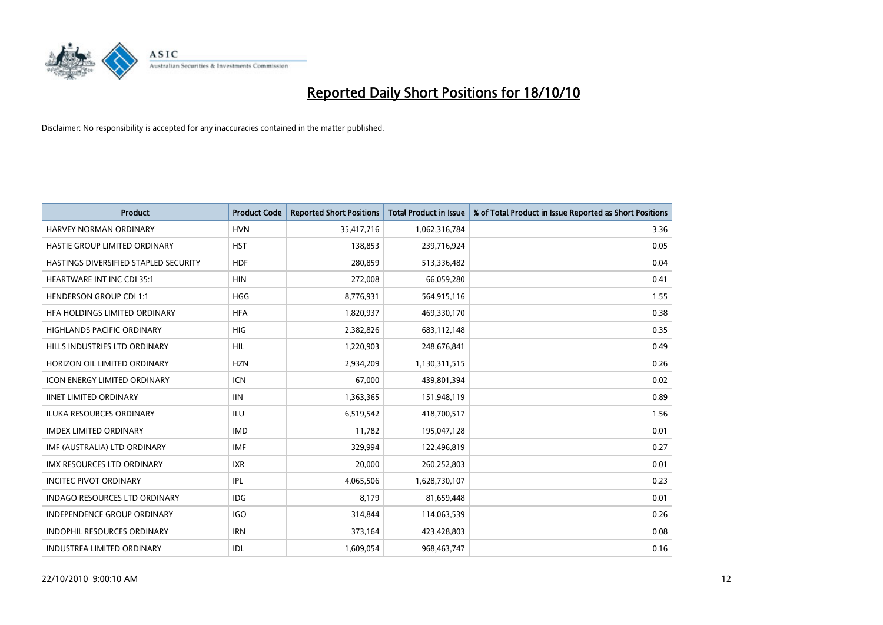# Reported Daily Short Positions for 18/10/10

Disclaimer: No responsibility is accepted for any inaccuracies contained in the matter published.

| Product | Product Code | Reported Short Positions | Total Product in Issue | % of Total Product in Issue Reported as Short Positions |
|---|---|---|---|---|
| HARVEY NORMAN ORDINARY | HVN | 35,417,716 | 1,062,316,784 | 3.36 |
| HASTIE GROUP LIMITED ORDINARY | HST | 138,853 | 239,716,924 | 0.05 |
| HASTINGS DIVERSIFIED STAPLED SECURITY | HDF | 280,859 | 513,336,482 | 0.04 |
| HEARTWARE INT INC CDI 35:1 | HIN | 272,008 | 66,059,280 | 0.41 |
| HENDERSON GROUP CDI 1:1 | HGG | 8,776,931 | 564,915,116 | 1.55 |
| HFA HOLDINGS LIMITED ORDINARY | HFA | 1,820,937 | 469,330,170 | 0.38 |
| HIGHLANDS PACIFIC ORDINARY | HIG | 2,382,826 | 683,112,148 | 0.35 |
| HILLS INDUSTRIES LTD ORDINARY | HIL | 1,220,903 | 248,676,841 | 0.49 |
| HORIZON OIL LIMITED ORDINARY | HZN | 2,934,209 | 1,130,311,515 | 0.26 |
| ICON ENERGY LIMITED ORDINARY | ICN | 67,000 | 439,801,394 | 0.02 |
| IINET LIMITED ORDINARY | IIN | 1,363,365 | 151,948,119 | 0.89 |
| ILUKA RESOURCES ORDINARY | ILU | 6,519,542 | 418,700,517 | 1.56 |
| IMDEX LIMITED ORDINARY | IMD | 11,782 | 195,047,128 | 0.01 |
| IMF (AUSTRALIA) LTD ORDINARY | IMF | 329,994 | 122,496,819 | 0.27 |
| IMX RESOURCES LTD ORDINARY | IXR | 20,000 | 260,252,803 | 0.01 |
| INCITEC PIVOT ORDINARY | IPL | 4,065,506 | 1,628,730,107 | 0.23 |
| INDAGO RESOURCES LTD ORDINARY | IDG | 8,179 | 81,659,448 | 0.01 |
| INDEPENDENCE GROUP ORDINARY | IGO | 314,844 | 114,063,539 | 0.26 |
| INDOPHIL RESOURCES ORDINARY | IRN | 373,164 | 423,428,803 | 0.08 |
| INDUSTREA LIMITED ORDINARY | IDL | 1,609,054 | 968,463,747 | 0.16 |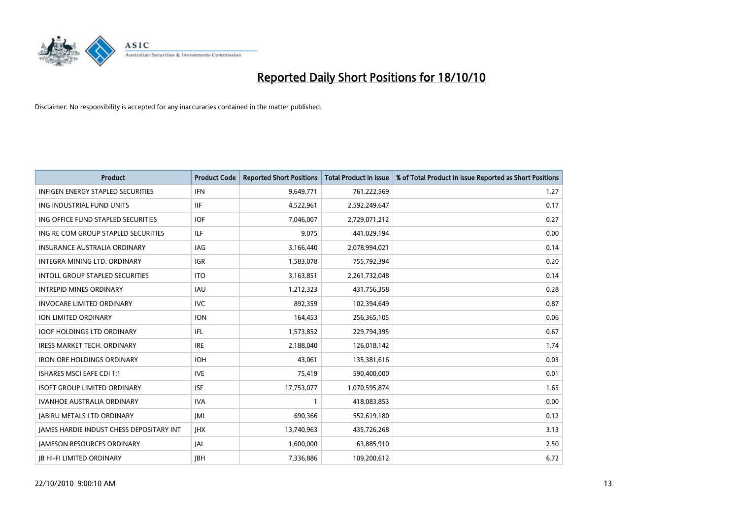# Reported Daily Short Positions for 18/10/10

Disclaimer: No responsibility is accepted for any inaccuracies contained in the matter published.

| Product | Product Code | Reported Short Positions | Total Product in Issue | % of Total Product in Issue Reported as Short Positions |
|---|---|---|---|---|
| INFIGEN ENERGY STAPLED SECURITIES | IFN | 9,649,771 | 761,222,569 | 1.27 |
| ING INDUSTRIAL FUND UNITS | IIF | 4,522,961 | 2,592,249,647 | 0.17 |
| ING OFFICE FUND STAPLED SECURITIES | IOF | 7,046,007 | 2,729,071,212 | 0.27 |
| ING RE COM GROUP STAPLED SECURITIES | ILF | 9,075 | 441,029,194 | 0.00 |
| INSURANCE AUSTRALIA ORDINARY | IAG | 3,166,440 | 2,078,994,021 | 0.14 |
| INTEGRA MINING LTD. ORDINARY | IGR | 1,583,078 | 755,792,394 | 0.20 |
| INTOLL GROUP STAPLED SECURITIES | ITO | 3,163,851 | 2,261,732,048 | 0.14 |
| INTREPID MINES ORDINARY | IAU | 1,212,323 | 431,756,358 | 0.28 |
| INVOCARE LIMITED ORDINARY | IVC | 892,359 | 102,394,649 | 0.87 |
| ION LIMITED ORDINARY | ION | 164,453 | 256,365,105 | 0.06 |
| IOOF HOLDINGS LTD ORDINARY | IFL | 1,573,852 | 229,794,395 | 0.67 |
| IRESS MARKET TECH. ORDINARY | IRE | 2,188,040 | 126,018,142 | 1.74 |
| IRON ORE HOLDINGS ORDINARY | IOH | 43,061 | 135,381,616 | 0.03 |
| ISHARES MSCI EAFE CDI 1:1 | IVE | 75,419 | 590,400,000 | 0.01 |
| ISOFT GROUP LIMITED ORDINARY | ISF | 17,753,077 | 1,070,595,874 | 1.65 |
| IVANHOE AUSTRALIA ORDINARY | IVA | 1 | 418,083,853 | 0.00 |
| JABIRU METALS LTD ORDINARY | JML | 690,366 | 552,619,180 | 0.12 |
| JAMES HARDIE INDUST CHESS DEPOSITARY INT | JHX | 13,740,963 | 435,726,268 | 3.13 |
| JAMESON RESOURCES ORDINARY | JAL | 1,600,000 | 63,885,910 | 2.50 |
| JB HI-FI LIMITED ORDINARY | JBH | 7,336,886 | 109,200,612 | 6.72 |

22/10/2010 9:00:10 AM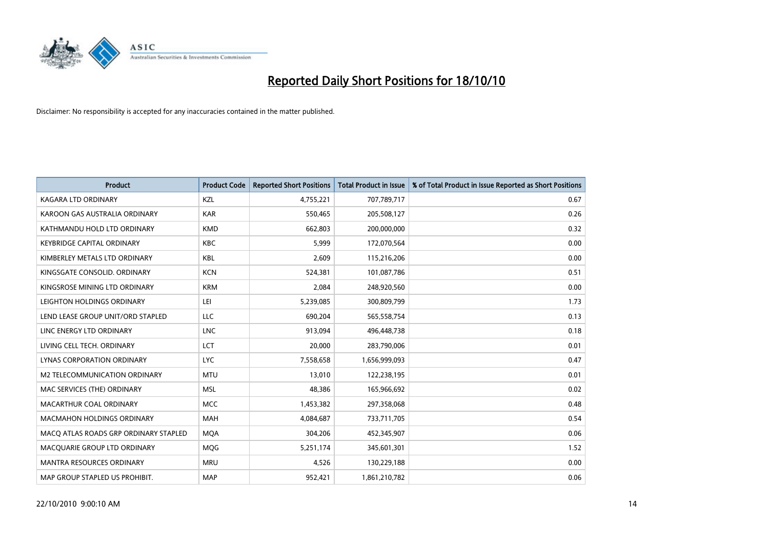# Reported Daily Short Positions for 18/10/10

Disclaimer: No responsibility is accepted for any inaccuracies contained in the matter published.

| Product | Product Code | Reported Short Positions | Total Product in Issue | % of Total Product in Issue Reported as Short Positions |
|---|---|---|---|---|
| KAGARA LTD ORDINARY | KZL | 4,755,221 | 707,789,717 | 0.67 |
| KAROON GAS AUSTRALIA ORDINARY | KAR | 550,465 | 205,508,127 | 0.26 |
| KATHMANDU HOLD LTD ORDINARY | KMD | 662,803 | 200,000,000 | 0.32 |
| KEYBRIDGE CAPITAL ORDINARY | KBC | 5,999 | 172,070,564 | 0.00 |
| KIMBERLEY METALS LTD ORDINARY | KBL | 2,609 | 115,216,206 | 0.00 |
| KINGSGATE CONSOLID. ORDINARY | KCN | 524,381 | 101,087,786 | 0.51 |
| KINGSROSE MINING LTD ORDINARY | KRM | 2,084 | 248,920,560 | 0.00 |
| LEIGHTON HOLDINGS ORDINARY | LEI | 5,239,085 | 300,809,799 | 1.73 |
| LEND LEASE GROUP UNIT/ORD STAPLED | LLC | 690,204 | 565,558,754 | 0.13 |
| LINC ENERGY LTD ORDINARY | LNC | 913,094 | 496,448,738 | 0.18 |
| LIVING CELL TECH. ORDINARY | LCT | 20,000 | 283,790,006 | 0.01 |
| LYNAS CORPORATION ORDINARY | LYC | 7,558,658 | 1,656,999,093 | 0.47 |
| M2 TELECOMMUNICATION ORDINARY | MTU | 13,010 | 122,238,195 | 0.01 |
| MAC SERVICES (THE) ORDINARY | MSL | 48,386 | 165,966,692 | 0.02 |
| MACARTHUR COAL ORDINARY | MCC | 1,453,382 | 297,358,068 | 0.48 |
| MACMAHON HOLDINGS ORDINARY | MAH | 4,084,687 | 733,711,705 | 0.54 |
| MACQ ATLAS ROADS GRP ORDINARY STAPLED | MQA | 304,206 | 452,345,907 | 0.06 |
| MACQUARIE GROUP LTD ORDINARY | MQG | 5,251,174 | 345,601,301 | 1.52 |
| MANTRA RESOURCES ORDINARY | MRU | 4,526 | 130,229,188 | 0.00 |
| MAP GROUP STAPLED US PROHIBIT. | MAP | 952,421 | 1,861,210,782 | 0.06 |

22/10/2010 9:00:10 AM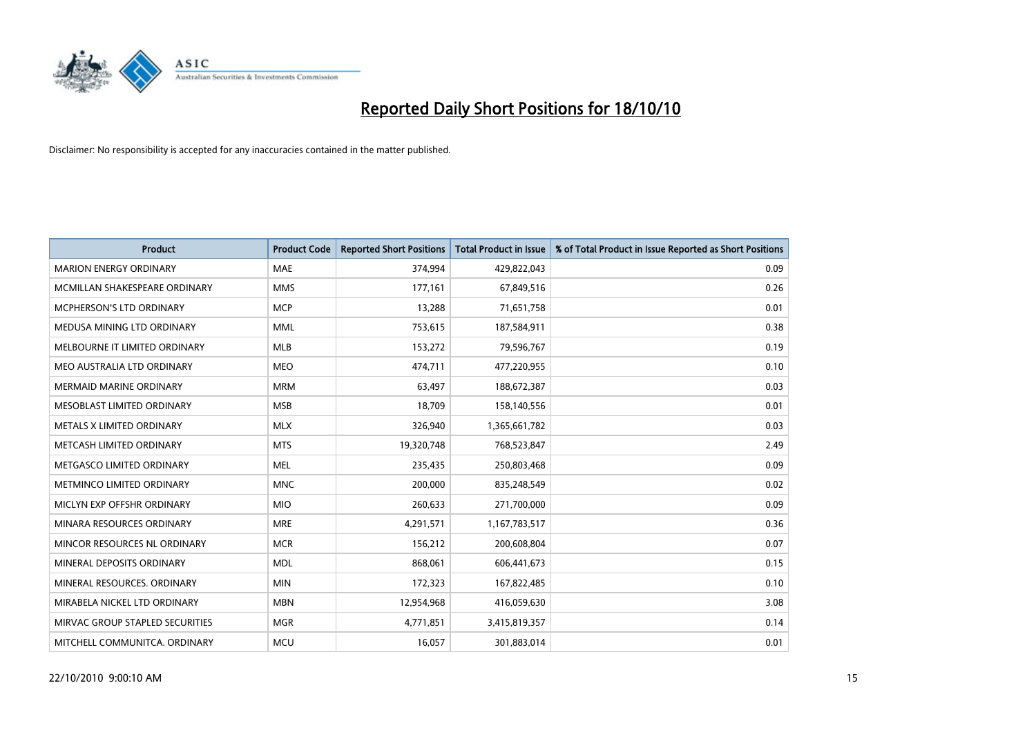# Reported Daily Short Positions for 18/10/10

Disclaimer: No responsibility is accepted for any inaccuracies contained in the matter published.

| Product | Product Code | Reported Short Positions | Total Product in Issue | % of Total Product in Issue Reported as Short Positions |
|---|---|---|---|---|
| MARION ENERGY ORDINARY | MAE | 374,994 | 429,822,043 | 0.09 |
| MCMILLAN SHAKESPEARE ORDINARY | MMS | 177,161 | 67,849,516 | 0.26 |
| MCPHERSON'S LTD ORDINARY | MCP | 13,288 | 71,651,758 | 0.01 |
| MEDUSA MINING LTD ORDINARY | MML | 753,615 | 187,584,911 | 0.38 |
| MELBOURNE IT LIMITED ORDINARY | MLB | 153,272 | 79,596,767 | 0.19 |
| MEO AUSTRALIA LTD ORDINARY | MEO | 474,711 | 477,220,955 | 0.10 |
| MERMAID MARINE ORDINARY | MRM | 63,497 | 188,672,387 | 0.03 |
| MESOBLAST LIMITED ORDINARY | MSB | 18,709 | 158,140,556 | 0.01 |
| METALS X LIMITED ORDINARY | MLX | 326,940 | 1,365,661,782 | 0.03 |
| METCASH LIMITED ORDINARY | MTS | 19,320,748 | 768,523,847 | 2.49 |
| METGASCO LIMITED ORDINARY | MEL | 235,435 | 250,803,468 | 0.09 |
| METMINCO LIMITED ORDINARY | MNC | 200,000 | 835,248,549 | 0.02 |
| MICLYN EXP OFFSHR ORDINARY | MIO | 260,633 | 271,700,000 | 0.09 |
| MINARA RESOURCES ORDINARY | MRE | 4,291,571 | 1,167,783,517 | 0.36 |
| MINCOR RESOURCES NL ORDINARY | MCR | 156,212 | 200,608,804 | 0.07 |
| MINERAL DEPOSITS ORDINARY | MDL | 868,061 | 606,441,673 | 0.15 |
| MINERAL RESOURCES. ORDINARY | MIN | 172,323 | 167,822,485 | 0.10 |
| MIRABELA NICKEL LTD ORDINARY | MBN | 12,954,968 | 416,059,630 | 3.08 |
| MIRVAC GROUP STAPLED SECURITIES | MGR | 4,771,851 | 3,415,819,357 | 0.14 |
| MITCHELL COMMUNITCA. ORDINARY | MCU | 16,057 | 301,883,014 | 0.01 |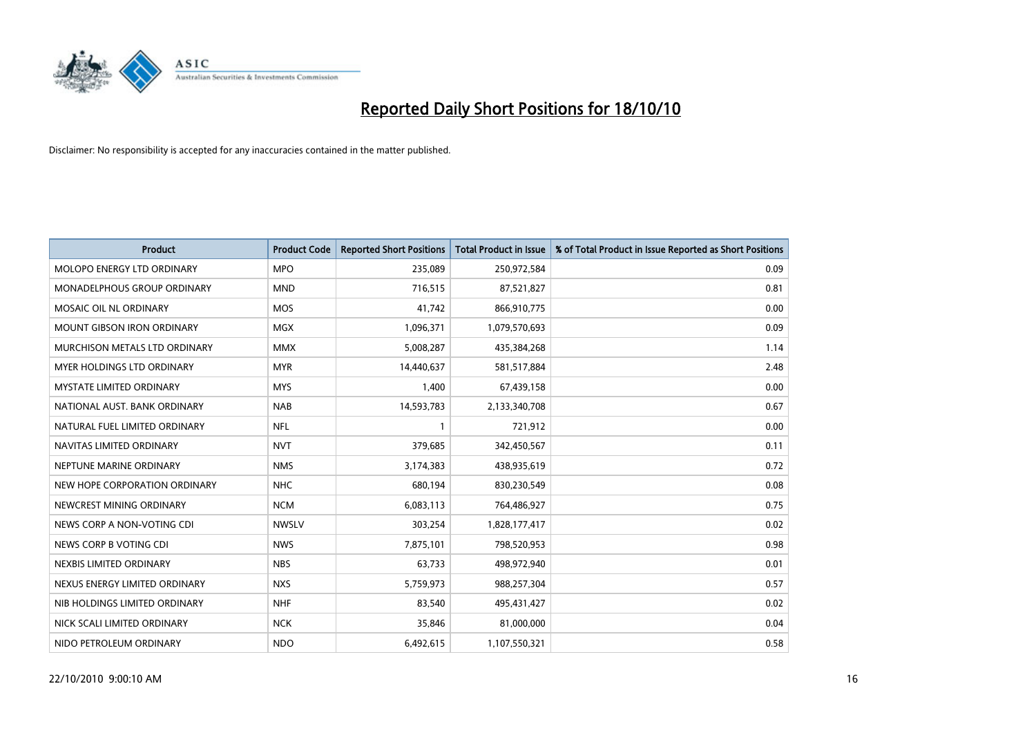# Reported Daily Short Positions for 18/10/10

Disclaimer: No responsibility is accepted for any inaccuracies contained in the matter published.

| Product | Product Code | Reported Short Positions | Total Product in Issue | % of Total Product in Issue Reported as Short Positions |
|---|---|---|---|---|
| MOLOPO ENERGY LTD ORDINARY | MPO | 235,089 | 250,972,584 | 0.09 |
| MONADELPHOUS GROUP ORDINARY | MND | 716,515 | 87,521,827 | 0.81 |
| MOSAIC OIL NL ORDINARY | MOS | 41,742 | 866,910,775 | 0.00 |
| MOUNT GIBSON IRON ORDINARY | MGX | 1,096,371 | 1,079,570,693 | 0.09 |
| MURCHISON METALS LTD ORDINARY | MMX | 5,008,287 | 435,384,268 | 1.14 |
| MYER HOLDINGS LTD ORDINARY | MYR | 14,440,637 | 581,517,884 | 2.48 |
| MYSTATE LIMITED ORDINARY | MYS | 1,400 | 67,439,158 | 0.00 |
| NATIONAL AUST. BANK ORDINARY | NAB | 14,593,783 | 2,133,340,708 | 0.67 |
| NATURAL FUEL LIMITED ORDINARY | NFL | 1 | 721,912 | 0.00 |
| NAVITAS LIMITED ORDINARY | NVT | 379,685 | 342,450,567 | 0.11 |
| NEPTUNE MARINE ORDINARY | NMS | 3,174,383 | 438,935,619 | 0.72 |
| NEW HOPE CORPORATION ORDINARY | NHC | 680,194 | 830,230,549 | 0.08 |
| NEWCREST MINING ORDINARY | NCM | 6,083,113 | 764,486,927 | 0.75 |
| NEWS CORP A NON-VOTING CDI | NWSLV | 303,254 | 1,828,177,417 | 0.02 |
| NEWS CORP B VOTING CDI | NWS | 7,875,101 | 798,520,953 | 0.98 |
| NEXBIS LIMITED ORDINARY | NBS | 63,733 | 498,972,940 | 0.01 |
| NEXUS ENERGY LIMITED ORDINARY | NXS | 5,759,973 | 988,257,304 | 0.57 |
| NIB HOLDINGS LIMITED ORDINARY | NHF | 83,540 | 495,431,427 | 0.02 |
| NICK SCALI LIMITED ORDINARY | NCK | 35,846 | 81,000,000 | 0.04 |
| NIDO PETROLEUM ORDINARY | NDO | 6,492,615 | 1,107,550,321 | 0.58 |

22/10/2010 9:00:10 AM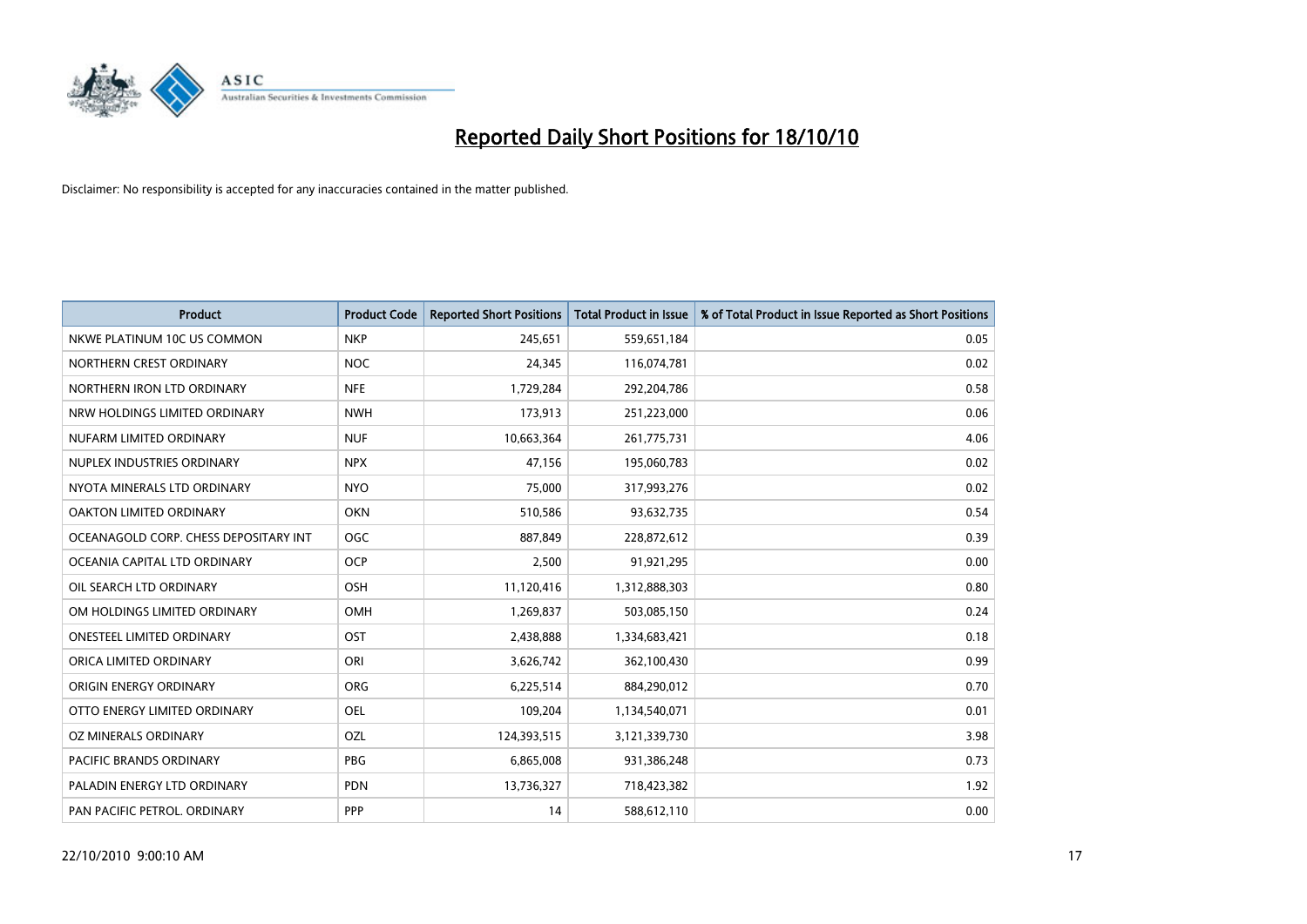# Reported Daily Short Positions for 18/10/10

Disclaimer: No responsibility is accepted for any inaccuracies contained in the matter published.

| Product | Product Code | Reported Short Positions | Total Product in Issue | % of Total Product in Issue Reported as Short Positions |
|---|---|---|---|---|
| NKWE PLATINUM 10C US COMMON | NKP | 245,651 | 559,651,184 | 0.05 |
| NORTHERN CREST ORDINARY | NOC | 24,345 | 116,074,781 | 0.02 |
| NORTHERN IRON LTD ORDINARY | NFE | 1,729,284 | 292,204,786 | 0.58 |
| NRW HOLDINGS LIMITED ORDINARY | NWH | 173,913 | 251,223,000 | 0.06 |
| NUFARM LIMITED ORDINARY | NUF | 10,663,364 | 261,775,731 | 4.06 |
| NUPLEX INDUSTRIES ORDINARY | NPX | 47,156 | 195,060,783 | 0.02 |
| NYOTA MINERALS LTD ORDINARY | NYO | 75,000 | 317,993,276 | 0.02 |
| OAKTON LIMITED ORDINARY | OKN | 510,586 | 93,632,735 | 0.54 |
| OCEANAGOLD CORP. CHESS DEPOSITARY INT | OGC | 887,849 | 228,872,612 | 0.39 |
| OCEANIA CAPITAL LTD ORDINARY | OCP | 2,500 | 91,921,295 | 0.00 |
| OIL SEARCH LTD ORDINARY | OSH | 11,120,416 | 1,312,888,303 | 0.80 |
| OM HOLDINGS LIMITED ORDINARY | OMH | 1,269,837 | 503,085,150 | 0.24 |
| ONESTEEL LIMITED ORDINARY | OST | 2,438,888 | 1,334,683,421 | 0.18 |
| ORICA LIMITED ORDINARY | ORI | 3,626,742 | 362,100,430 | 0.99 |
| ORIGIN ENERGY ORDINARY | ORG | 6,225,514 | 884,290,012 | 0.70 |
| OTTO ENERGY LIMITED ORDINARY | OEL | 109,204 | 1,134,540,071 | 0.01 |
| OZ MINERALS ORDINARY | OZL | 124,393,515 | 3,121,339,730 | 3.98 |
| PACIFIC BRANDS ORDINARY | PBG | 6,865,008 | 931,386,248 | 0.73 |
| PALADIN ENERGY LTD ORDINARY | PDN | 13,736,327 | 718,423,382 | 1.92 |
| PAN PACIFIC PETROL. ORDINARY | PPP | 14 | 588,612,110 | 0.00 |

22/10/2010 9:00:10 AM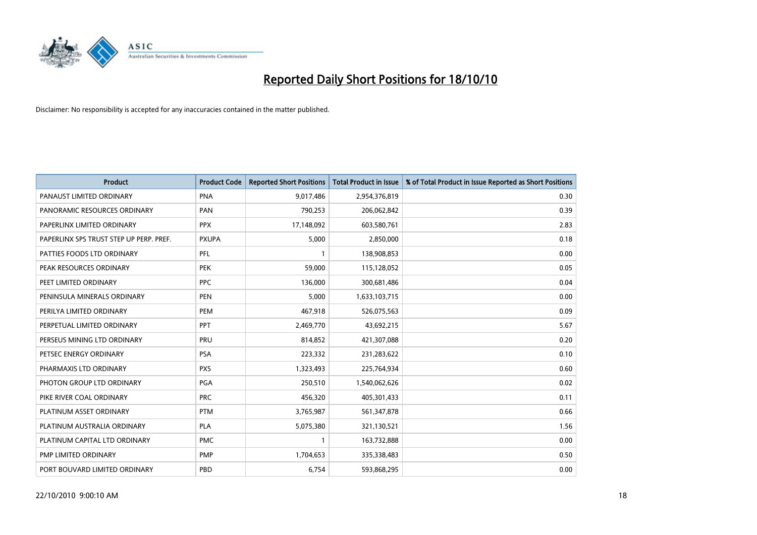# Reported Daily Short Positions for 18/10/10

Disclaimer: No responsibility is accepted for any inaccuracies contained in the matter published.

| Product | Product Code | Reported Short Positions | Total Product in Issue | % of Total Product in Issue Reported as Short Positions |
|---|---|---|---|---|
| PANAUST LIMITED ORDINARY | PNA | 9,017,486 | 2,954,376,819 | 0.30 |
| PANORAMIC RESOURCES ORDINARY | PAN | 790,253 | 206,062,842 | 0.39 |
| PAPERLINX LIMITED ORDINARY | PPX | 17,148,092 | 603,580,761 | 2.83 |
| PAPERLINX SPS TRUST STEP UP PERP. PREF. | PXUPA | 5,000 | 2,850,000 | 0.18 |
| PATTIES FOODS LTD ORDINARY | PFL | 1 | 138,908,853 | 0.00 |
| PEAK RESOURCES ORDINARY | PEK | 59,000 | 115,128,052 | 0.05 |
| PEET LIMITED ORDINARY | PPC | 136,000 | 300,681,486 | 0.04 |
| PENINSULA MINERALS ORDINARY | PEN | 5,000 | 1,633,103,715 | 0.00 |
| PERILYA LIMITED ORDINARY | PEM | 467,918 | 526,075,563 | 0.09 |
| PERPETUAL LIMITED ORDINARY | PPT | 2,469,770 | 43,692,215 | 5.67 |
| PERSEUS MINING LTD ORDINARY | PRU | 814,852 | 421,307,088 | 0.20 |
| PETSEC ENERGY ORDINARY | PSA | 223,332 | 231,283,622 | 0.10 |
| PHARMAXIS LTD ORDINARY | PXS | 1,323,493 | 225,764,934 | 0.60 |
| PHOTON GROUP LTD ORDINARY | PGA | 250,510 | 1,540,062,626 | 0.02 |
| PIKE RIVER COAL ORDINARY | PRC | 456,320 | 405,301,433 | 0.11 |
| PLATINUM ASSET ORDINARY | PTM | 3,765,987 | 561,347,878 | 0.66 |
| PLATINUM AUSTRALIA ORDINARY | PLA | 5,075,380 | 321,130,521 | 1.56 |
| PLATINUM CAPITAL LTD ORDINARY | PMC | 1 | 163,732,888 | 0.00 |
| PMP LIMITED ORDINARY | PMP | 1,704,653 | 335,338,483 | 0.50 |
| PORT BOUVARD LIMITED ORDINARY | PBD | 6,754 | 593,868,295 | 0.00 |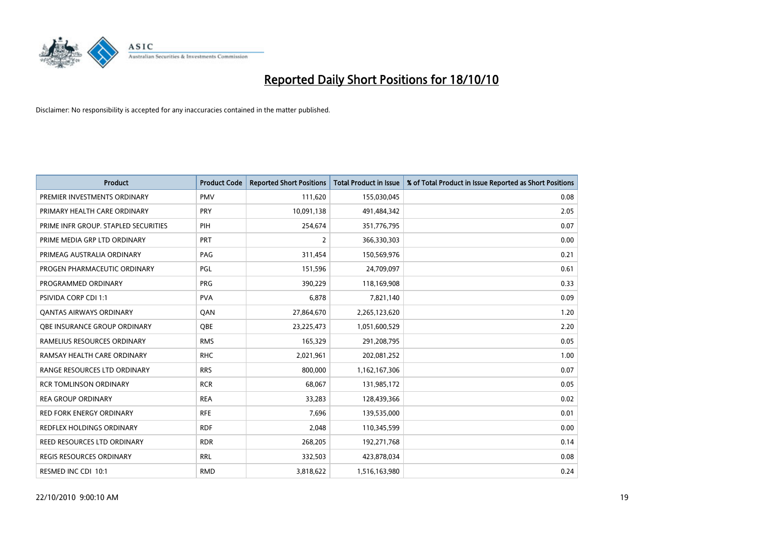# Reported Daily Short Positions for 18/10/10

Disclaimer: No responsibility is accepted for any inaccuracies contained in the matter published.

| Product | Product Code | Reported Short Positions | Total Product in Issue | % of Total Product in Issue Reported as Short Positions |
|---|---|---|---|---|
| PREMIER INVESTMENTS ORDINARY | PMV | 111,620 | 155,030,045 | 0.08 |
| PRIMARY HEALTH CARE ORDINARY | PRY | 10,091,138 | 491,484,342 | 2.05 |
| PRIME INFR GROUP. STAPLED SECURITIES | PIH | 254,674 | 351,776,795 | 0.07 |
| PRIME MEDIA GRP LTD ORDINARY | PRT | 2 | 366,330,303 | 0.00 |
| PRIMEAG AUSTRALIA ORDINARY | PAG | 311,454 | 150,569,976 | 0.21 |
| PROGEN PHARMACEUTIC ORDINARY | PGL | 151,596 | 24,709,097 | 0.61 |
| PROGRAMMED ORDINARY | PRG | 390,229 | 118,169,908 | 0.33 |
| PSIVIDA CORP CDI 1:1 | PVA | 6,878 | 7,821,140 | 0.09 |
| QANTAS AIRWAYS ORDINARY | QAN | 27,864,670 | 2,265,123,620 | 1.20 |
| QBE INSURANCE GROUP ORDINARY | QBE | 23,225,473 | 1,051,600,529 | 2.20 |
| RAMELIUS RESOURCES ORDINARY | RMS | 165,329 | 291,208,795 | 0.05 |
| RAMSAY HEALTH CARE ORDINARY | RHC | 2,021,961 | 202,081,252 | 1.00 |
| RANGE RESOURCES LTD ORDINARY | RRS | 800,000 | 1,162,167,306 | 0.07 |
| RCR TOMLINSON ORDINARY | RCR | 68,067 | 131,985,172 | 0.05 |
| REA GROUP ORDINARY | REA | 33,283 | 128,439,366 | 0.02 |
| RED FORK ENERGY ORDINARY | RFE | 7,696 | 139,535,000 | 0.01 |
| REDFLEX HOLDINGS ORDINARY | RDF | 2,048 | 110,345,599 | 0.00 |
| REED RESOURCES LTD ORDINARY | RDR | 268,205 | 192,271,768 | 0.14 |
| REGIS RESOURCES ORDINARY | RRL | 332,503 | 423,878,034 | 0.08 |
| RESMED INC CDI 10:1 | RMD | 3,818,622 | 1,516,163,980 | 0.24 |

22/10/2010 9:00:10 AM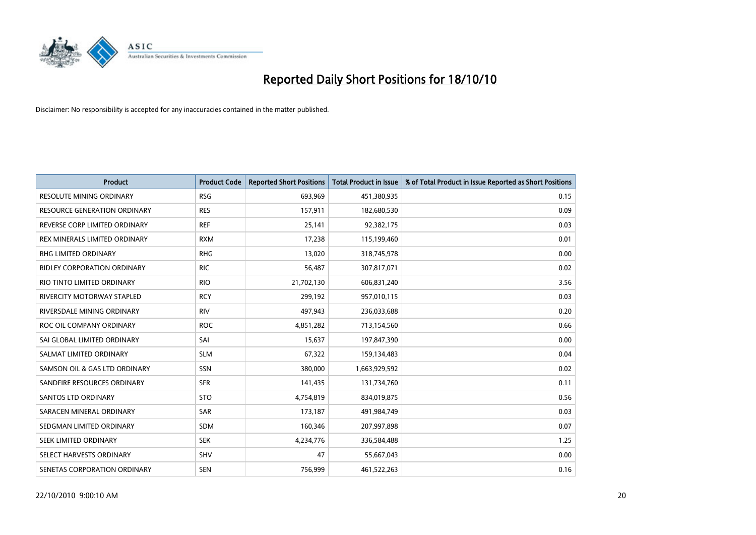# Reported Daily Short Positions for 18/10/10

Disclaimer: No responsibility is accepted for any inaccuracies contained in the matter published.

| Product | Product Code | Reported Short Positions | Total Product in Issue | % of Total Product in Issue Reported as Short Positions |
|---|---|---|---|---|
| RESOLUTE MINING ORDINARY | RSG | 693,969 | 451,380,935 | 0.15 |
| RESOURCE GENERATION ORDINARY | RES | 157,911 | 182,680,530 | 0.09 |
| REVERSE CORP LIMITED ORDINARY | REF | 25,141 | 92,382,175 | 0.03 |
| REX MINERALS LIMITED ORDINARY | RXM | 17,238 | 115,199,460 | 0.01 |
| RHG LIMITED ORDINARY | RHG | 13,020 | 318,745,978 | 0.00 |
| RIDLEY CORPORATION ORDINARY | RIC | 56,487 | 307,817,071 | 0.02 |
| RIO TINTO LIMITED ORDINARY | RIO | 21,702,130 | 606,831,240 | 3.56 |
| RIVERCITY MOTORWAY STAPLED | RCY | 299,192 | 957,010,115 | 0.03 |
| RIVERSDALE MINING ORDINARY | RIV | 497,943 | 236,033,688 | 0.20 |
| ROC OIL COMPANY ORDINARY | ROC | 4,851,282 | 713,154,560 | 0.66 |
| SAI GLOBAL LIMITED ORDINARY | SAI | 15,637 | 197,847,390 | 0.00 |
| SALMAT LIMITED ORDINARY | SLM | 67,322 | 159,134,483 | 0.04 |
| SAMSON OIL & GAS LTD ORDINARY | SSN | 380,000 | 1,663,929,592 | 0.02 |
| SANDFIRE RESOURCES ORDINARY | SFR | 141,435 | 131,734,760 | 0.11 |
| SANTOS LTD ORDINARY | STO | 4,754,819 | 834,019,875 | 0.56 |
| SARACEN MINERAL ORDINARY | SAR | 173,187 | 491,984,749 | 0.03 |
| SEDGMAN LIMITED ORDINARY | SDM | 160,346 | 207,997,898 | 0.07 |
| SEEK LIMITED ORDINARY | SEK | 4,234,776 | 336,584,488 | 1.25 |
| SELECT HARVESTS ORDINARY | SHV | 47 | 55,667,043 | 0.00 |
| SENETAS CORPORATION ORDINARY | SEN | 756,999 | 461,522,263 | 0.16 |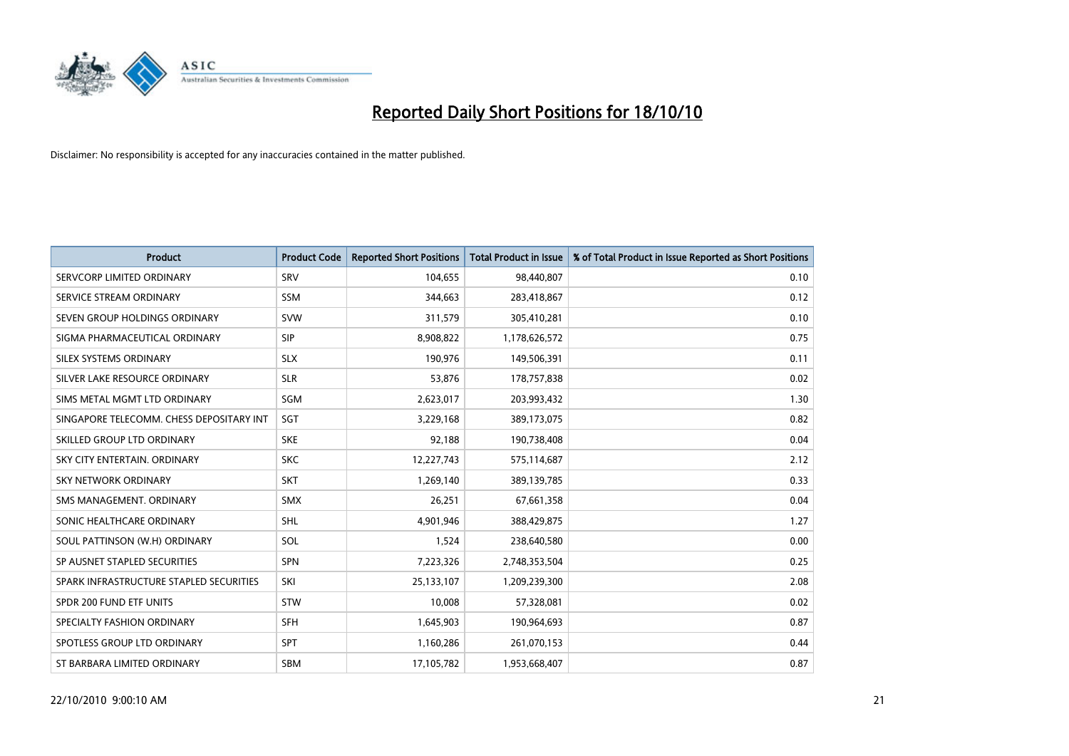# Reported Daily Short Positions for 18/10/10

Disclaimer: No responsibility is accepted for any inaccuracies contained in the matter published.

| Product | Product Code | Reported Short Positions | Total Product in Issue | % of Total Product in Issue Reported as Short Positions |
|---|---|---|---|---|
| SERVCORP LIMITED ORDINARY | SRV | 104,655 | 98,440,807 | 0.10 |
| SERVICE STREAM ORDINARY | SSM | 344,663 | 283,418,867 | 0.12 |
| SEVEN GROUP HOLDINGS ORDINARY | SVW | 311,579 | 305,410,281 | 0.10 |
| SIGMA PHARMACEUTICAL ORDINARY | SIP | 8,908,822 | 1,178,626,572 | 0.75 |
| SILEX SYSTEMS ORDINARY | SLX | 190,976 | 149,506,391 | 0.11 |
| SILVER LAKE RESOURCE ORDINARY | SLR | 53,876 | 178,757,838 | 0.02 |
| SIMS METAL MGMT LTD ORDINARY | SGM | 2,623,017 | 203,993,432 | 1.30 |
| SINGAPORE TELECOMM. CHESS DEPOSITARY INT | SGT | 3,229,168 | 389,173,075 | 0.82 |
| SKILLED GROUP LTD ORDINARY | SKE | 92,188 | 190,738,408 | 0.04 |
| SKY CITY ENTERTAIN. ORDINARY | SKC | 12,227,743 | 575,114,687 | 2.12 |
| SKY NETWORK ORDINARY | SKT | 1,269,140 | 389,139,785 | 0.33 |
| SMS MANAGEMENT. ORDINARY | SMX | 26,251 | 67,661,358 | 0.04 |
| SONIC HEALTHCARE ORDINARY | SHL | 4,901,946 | 388,429,875 | 1.27 |
| SOUL PATTINSON (W.H) ORDINARY | SOL | 1,524 | 238,640,580 | 0.00 |
| SP AUSNET STAPLED SECURITIES | SPN | 7,223,326 | 2,748,353,504 | 0.25 |
| SPARK INFRASTRUCTURE STAPLED SECURITIES | SKI | 25,133,107 | 1,209,239,300 | 2.08 |
| SPDR 200 FUND ETF UNITS | STW | 10,008 | 57,328,081 | 0.02 |
| SPECIALTY FASHION ORDINARY | SFH | 1,645,903 | 190,964,693 | 0.87 |
| SPOTLESS GROUP LTD ORDINARY | SPT | 1,160,286 | 261,070,153 | 0.44 |
| ST BARBARA LIMITED ORDINARY | SBM | 17,105,782 | 1,953,668,407 | 0.87 |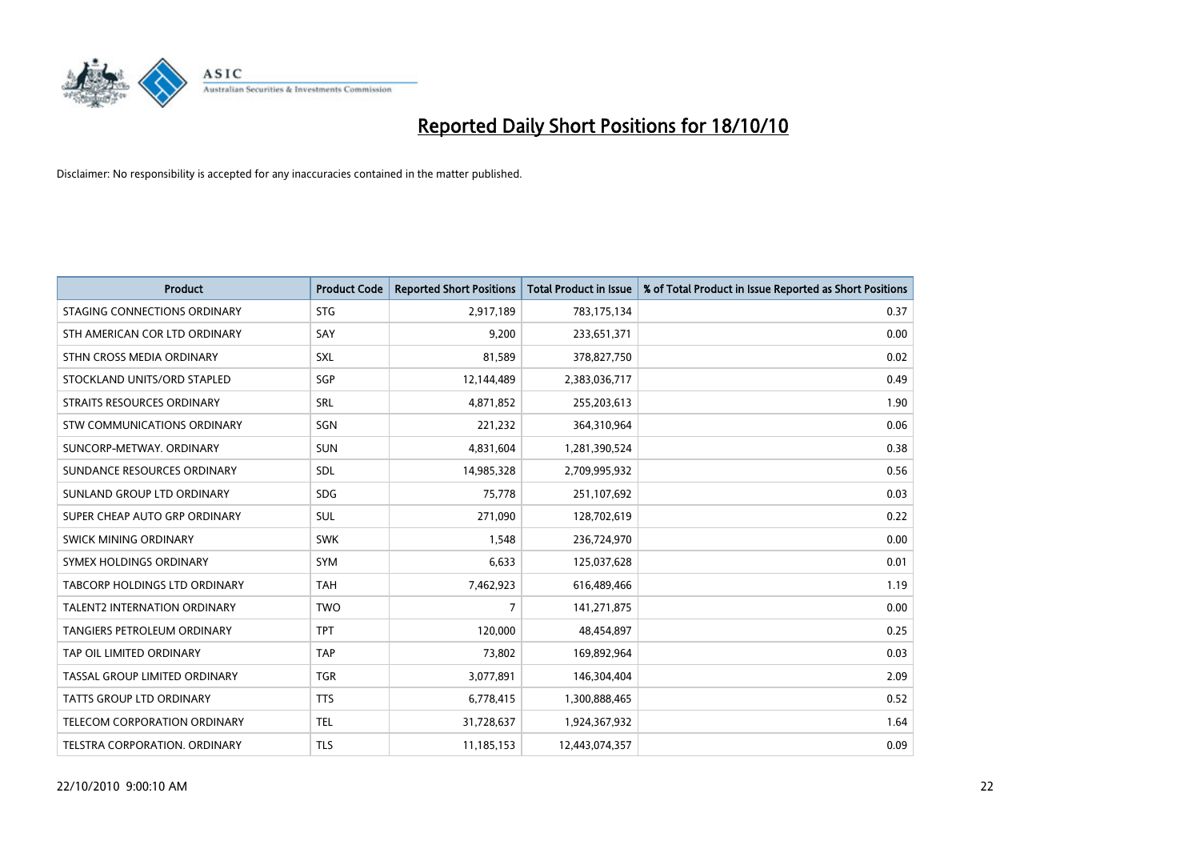# Reported Daily Short Positions for 18/10/10

Disclaimer: No responsibility is accepted for any inaccuracies contained in the matter published.

| Product | Product Code | Reported Short Positions | Total Product in Issue | % of Total Product in Issue Reported as Short Positions |
|---|---|---|---|---|
| STAGING CONNECTIONS ORDINARY | STG | 2,917,189 | 783,175,134 | 0.37 |
| STH AMERICAN COR LTD ORDINARY | SAY | 9,200 | 233,651,371 | 0.00 |
| STHN CROSS MEDIA ORDINARY | SXL | 81,589 | 378,827,750 | 0.02 |
| STOCKLAND UNITS/ORD STAPLED | SGP | 12,144,489 | 2,383,036,717 | 0.49 |
| STRAITS RESOURCES ORDINARY | SRL | 4,871,852 | 255,203,613 | 1.90 |
| STW COMMUNICATIONS ORDINARY | SGN | 221,232 | 364,310,964 | 0.06 |
| SUNCORP-METWAY. ORDINARY | SUN | 4,831,604 | 1,281,390,524 | 0.38 |
| SUNDANCE RESOURCES ORDINARY | SDL | 14,985,328 | 2,709,995,932 | 0.56 |
| SUNLAND GROUP LTD ORDINARY | SDG | 75,778 | 251,107,692 | 0.03 |
| SUPER CHEAP AUTO GRP ORDINARY | SUL | 271,090 | 128,702,619 | 0.22 |
| SWICK MINING ORDINARY | SWK | 1,548 | 236,724,970 | 0.00 |
| SYMEX HOLDINGS ORDINARY | SYM | 6,633 | 125,037,628 | 0.01 |
| TABCORP HOLDINGS LTD ORDINARY | TAH | 7,462,923 | 616,489,466 | 1.19 |
| TALENT2 INTERNATION ORDINARY | TWO | 7 | 141,271,875 | 0.00 |
| TANGIERS PETROLEUM ORDINARY | TPT | 120,000 | 48,454,897 | 0.25 |
| TAP OIL LIMITED ORDINARY | TAP | 73,802 | 169,892,964 | 0.03 |
| TASSAL GROUP LIMITED ORDINARY | TGR | 3,077,891 | 146,304,404 | 2.09 |
| TATTS GROUP LTD ORDINARY | TTS | 6,778,415 | 1,300,888,465 | 0.52 |
| TELECOM CORPORATION ORDINARY | TEL | 31,728,637 | 1,924,367,932 | 1.64 |
| TELSTRA CORPORATION. ORDINARY | TLS | 11,185,153 | 12,443,074,357 | 0.09 |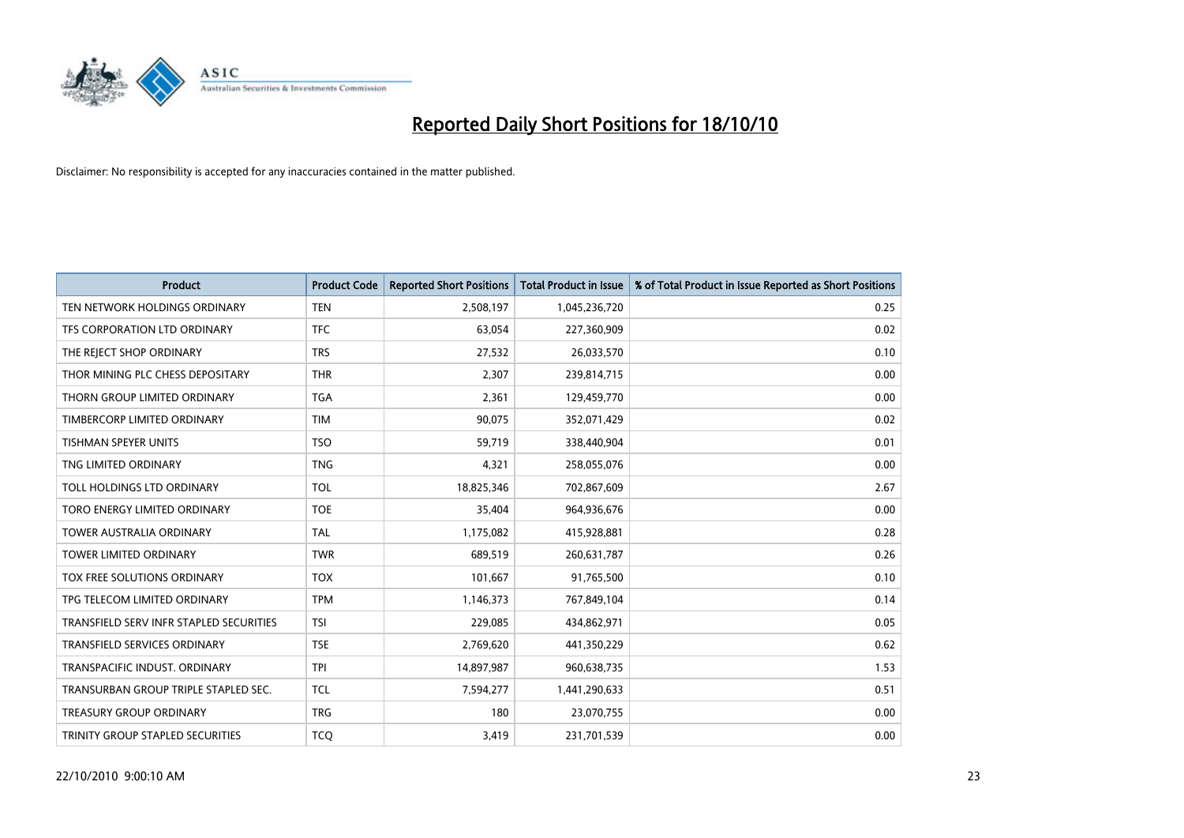# Reported Daily Short Positions for 18/10/10

Disclaimer: No responsibility is accepted for any inaccuracies contained in the matter published.

| Product | Product Code | Reported Short Positions | Total Product in Issue | % of Total Product in Issue Reported as Short Positions |
|---|---|---|---|---|
| TEN NETWORK HOLDINGS ORDINARY | TEN | 2,508,197 | 1,045,236,720 | 0.25 |
| TFS CORPORATION LTD ORDINARY | TFC | 63,054 | 227,360,909 | 0.02 |
| THE REJECT SHOP ORDINARY | TRS | 27,532 | 26,033,570 | 0.10 |
| THOR MINING PLC CHESS DEPOSITARY | THR | 2,307 | 239,814,715 | 0.00 |
| THORN GROUP LIMITED ORDINARY | TGA | 2,361 | 129,459,770 | 0.00 |
| TIMBERCORP LIMITED ORDINARY | TIM | 90,075 | 352,071,429 | 0.02 |
| TISHMAN SPEYER UNITS | TSO | 59,719 | 338,440,904 | 0.01 |
| TNG LIMITED ORDINARY | TNG | 4,321 | 258,055,076 | 0.00 |
| TOLL HOLDINGS LTD ORDINARY | TOL | 18,825,346 | 702,867,609 | 2.67 |
| TORO ENERGY LIMITED ORDINARY | TOE | 35,404 | 964,936,676 | 0.00 |
| TOWER AUSTRALIA ORDINARY | TAL | 1,175,082 | 415,928,881 | 0.28 |
| TOWER LIMITED ORDINARY | TWR | 689,519 | 260,631,787 | 0.26 |
| TOX FREE SOLUTIONS ORDINARY | TOX | 101,667 | 91,765,500 | 0.10 |
| TPG TELECOM LIMITED ORDINARY | TPM | 1,146,373 | 767,849,104 | 0.14 |
| TRANSFIELD SERV INFR STAPLED SECURITIES | TSI | 229,085 | 434,862,971 | 0.05 |
| TRANSFIELD SERVICES ORDINARY | TSE | 2,769,620 | 441,350,229 | 0.62 |
| TRANSPACIFIC INDUST. ORDINARY | TPI | 14,897,987 | 960,638,735 | 1.53 |
| TRANSURBAN GROUP TRIPLE STAPLED SEC. | TCL | 7,594,277 | 1,441,290,633 | 0.51 |
| TREASURY GROUP ORDINARY | TRG | 180 | 23,070,755 | 0.00 |
| TRINITY GROUP STAPLED SECURITIES | TCQ | 3,419 | 231,701,539 | 0.00 |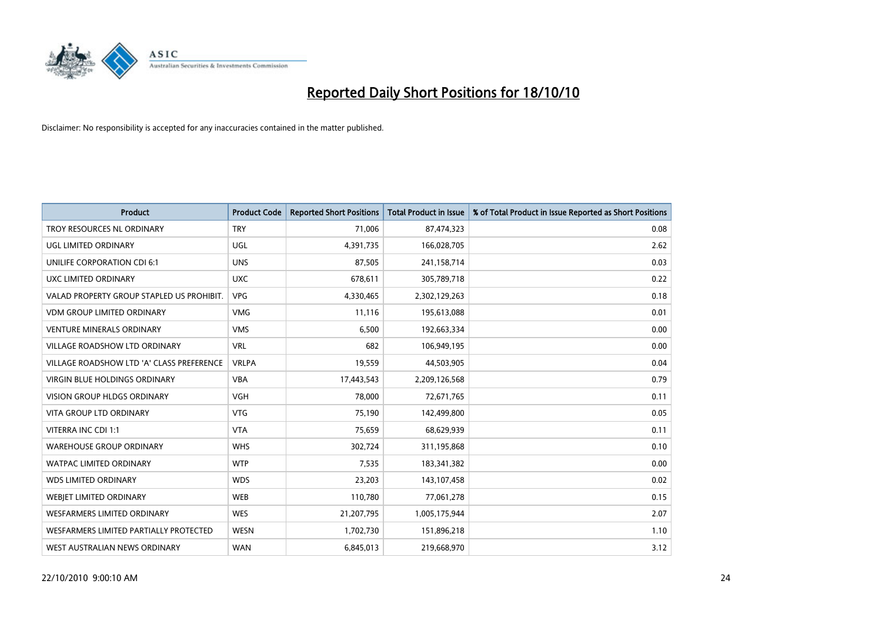# Reported Daily Short Positions for 18/10/10

Disclaimer: No responsibility is accepted for any inaccuracies contained in the matter published.

| Product | Product Code | Reported Short Positions | Total Product in Issue | % of Total Product in Issue Reported as Short Positions |
|---|---|---|---|---|
| TROY RESOURCES NL ORDINARY | TRY | 71,006 | 87,474,323 | 0.08 |
| UGL LIMITED ORDINARY | UGL | 4,391,735 | 166,028,705 | 2.62 |
| UNILIFE CORPORATION CDI 6:1 | UNS | 87,505 | 241,158,714 | 0.03 |
| UXC LIMITED ORDINARY | UXC | 678,611 | 305,789,718 | 0.22 |
| VALAD PROPERTY GROUP STAPLED US PROHIBIT. | VPG | 4,330,465 | 2,302,129,263 | 0.18 |
| VDM GROUP LIMITED ORDINARY | VMG | 11,116 | 195,613,088 | 0.01 |
| VENTURE MINERALS ORDINARY | VMS | 6,500 | 192,663,334 | 0.00 |
| VILLAGE ROADSHOW LTD ORDINARY | VRL | 682 | 106,949,195 | 0.00 |
| VILLAGE ROADSHOW LTD 'A' CLASS PREFERENCE | VRLPA | 19,559 | 44,503,905 | 0.04 |
| VIRGIN BLUE HOLDINGS ORDINARY | VBA | 17,443,543 | 2,209,126,568 | 0.79 |
| VISION GROUP HLDGS ORDINARY | VGH | 78,000 | 72,671,765 | 0.11 |
| VITA GROUP LTD ORDINARY | VTG | 75,190 | 142,499,800 | 0.05 |
| VITERRA INC CDI 1:1 | VTA | 75,659 | 68,629,939 | 0.11 |
| WAREHOUSE GROUP ORDINARY | WHS | 302,724 | 311,195,868 | 0.10 |
| WATPAC LIMITED ORDINARY | WTP | 7,535 | 183,341,382 | 0.00 |
| WDS LIMITED ORDINARY | WDS | 23,203 | 143,107,458 | 0.02 |
| WEBJET LIMITED ORDINARY | WEB | 110,780 | 77,061,278 | 0.15 |
| WESFARMERS LIMITED ORDINARY | WES | 21,207,795 | 1,005,175,944 | 2.07 |
| WESFARMERS LIMITED PARTIALLY PROTECTED | WESN | 1,702,730 | 151,896,218 | 1.10 |
| WEST AUSTRALIAN NEWS ORDINARY | WAN | 6,845,013 | 219,668,970 | 3.12 |

22/10/2010 9:00:10 AM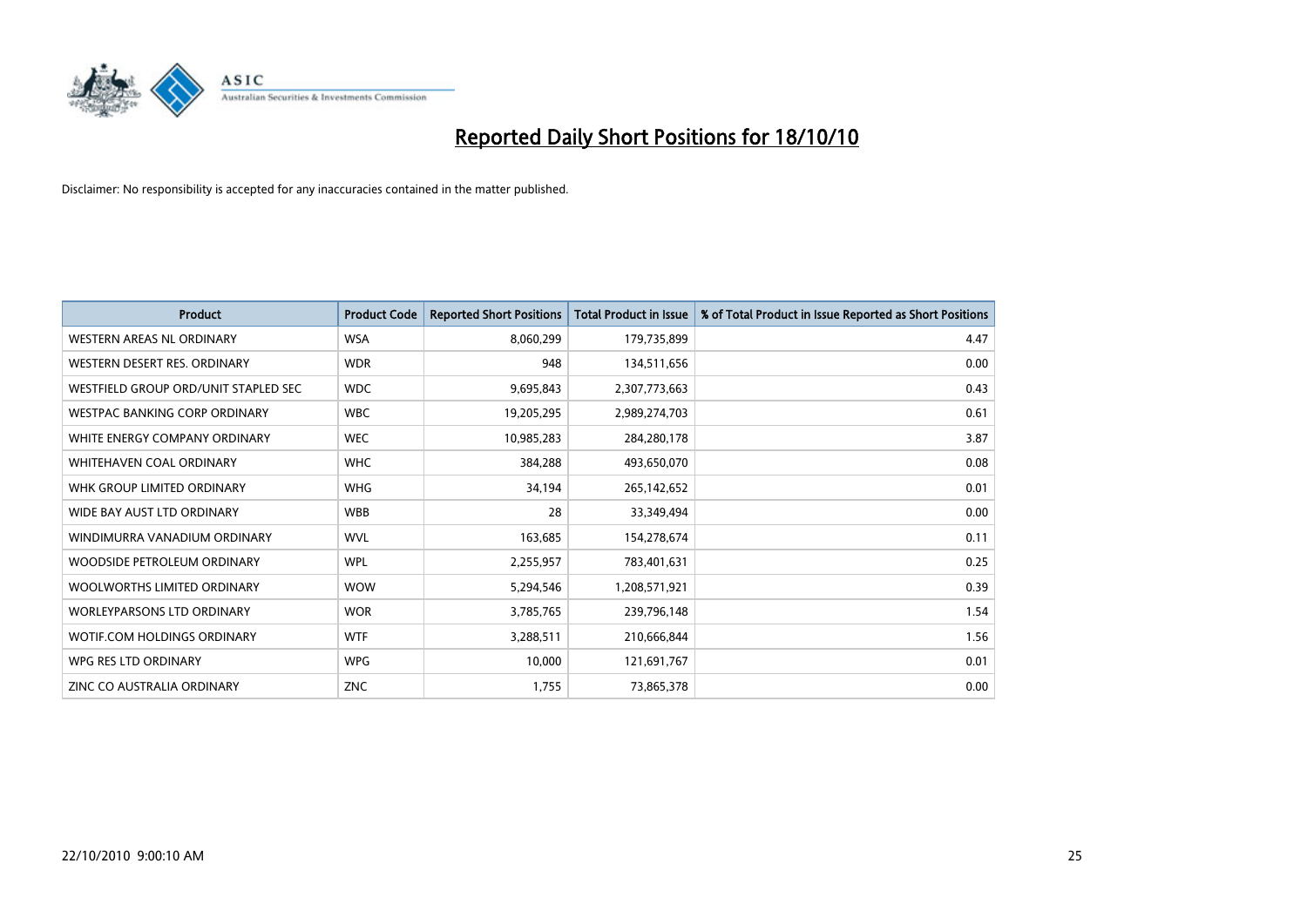# Reported Daily Short Positions for 18/10/10

Disclaimer: No responsibility is accepted for any inaccuracies contained in the matter published.

| Product | Product Code | Reported Short Positions | Total Product in Issue | % of Total Product in Issue Reported as Short Positions |
|---|---|---|---|---|
| WESTERN AREAS NL ORDINARY | WSA | 8,060,299 | 179,735,899 | 4.47 |
| WESTERN DESERT RES. ORDINARY | WDR | 948 | 134,511,656 | 0.00 |
| WESTFIELD GROUP ORD/UNIT STAPLED SEC | WDC | 9,695,843 | 2,307,773,663 | 0.43 |
| WESTPAC BANKING CORP ORDINARY | WBC | 19,205,295 | 2,989,274,703 | 0.61 |
| WHITE ENERGY COMPANY ORDINARY | WEC | 10,985,283 | 284,280,178 | 3.87 |
| WHITEHAVEN COAL ORDINARY | WHC | 384,288 | 493,650,070 | 0.08 |
| WHK GROUP LIMITED ORDINARY | WHG | 34,194 | 265,142,652 | 0.01 |
| WIDE BAY AUST LTD ORDINARY | WBB | 28 | 33,349,494 | 0.00 |
| WINDIMURRA VANADIUM ORDINARY | WVL | 163,685 | 154,278,674 | 0.11 |
| WOODSIDE PETROLEUM ORDINARY | WPL | 2,255,957 | 783,401,631 | 0.25 |
| WOOLWORTHS LIMITED ORDINARY | WOW | 5,294,546 | 1,208,571,921 | 0.39 |
| WORLEYPARSONS LTD ORDINARY | WOR | 3,785,765 | 239,796,148 | 1.54 |
| WOTIF.COM HOLDINGS ORDINARY | WTF | 3,288,511 | 210,666,844 | 1.56 |
| WPG RES LTD ORDINARY | WPG | 10,000 | 121,691,767 | 0.01 |
| ZINC CO AUSTRALIA ORDINARY | ZNC | 1,755 | 73,865,378 | 0.00 |